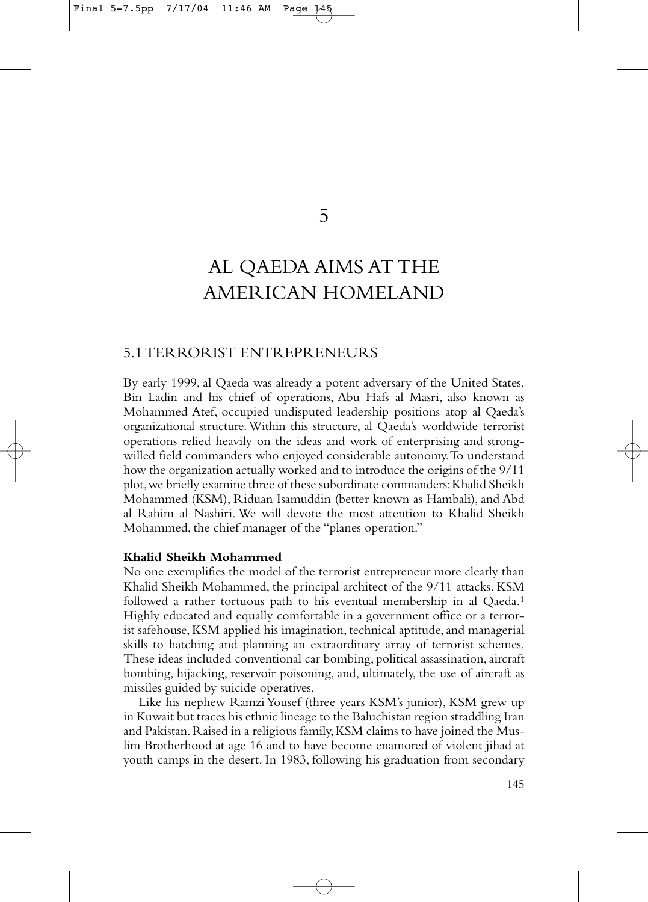# 5

# AL QAEDA AIMS AT THE AMERICAN HOMELAND

## 5.1 TERRORIST ENTREPRENEURS

By early 1999, al Qaeda was already a potent adversary of the United States. Bin Ladin and his chief of operations, Abu Hafs al Masri, also known as Mohammed Atef, occupied undisputed leadership positions atop al Qaeda's organizational structure. Within this structure, al Qaeda's worldwide terrorist operations relied heavily on the ideas and work of enterprising and strong-willed field commanders who enjoyed considerable autonomy. To understand how the organization actually worked and to introduce the origins of the 9/11 plot, we briefly examine three of these subordinate commanders: Khalid Sheikh Mohammed (KSM), Riduan Isamuddin (better known as Hambali), and Abd al Rahim al Nashiri. We will devote the most attention to Khalid Sheikh Mohammed, the chief manager of the "planes operation."

### Khalid Sheikh Mohammed

No one exemplifies the model of the terrorist entrepreneur more clearly than Khalid Sheikh Mohammed, the principal architect of the 9/11 attacks. KSM followed a rather tortuous path to his eventual membership in al Qaeda.[1] Highly educated and equally comfortable in a government office or a terrorist safehouse, KSM applied his imagination, technical aptitude, and managerial skills to hatching and planning an extraordinary array of terrorist schemes. These ideas included conventional car bombing, political assassination, aircraft bombing, hijacking, reservoir poisoning, and, ultimately, the use of aircraft as missiles guided by suicide operatives.

Like his nephew Ramzi Yousef (three years KSM's junior), KSM grew up in Kuwait but traces his ethnic lineage to the Baluchistan region straddling Iran and Pakistan. Raised in a religious family, KSM claims to have joined the Muslim Brotherhood at age 16 and to have become enamored of violent jihad at youth camps in the desert. In 1983, following his graduation from secondary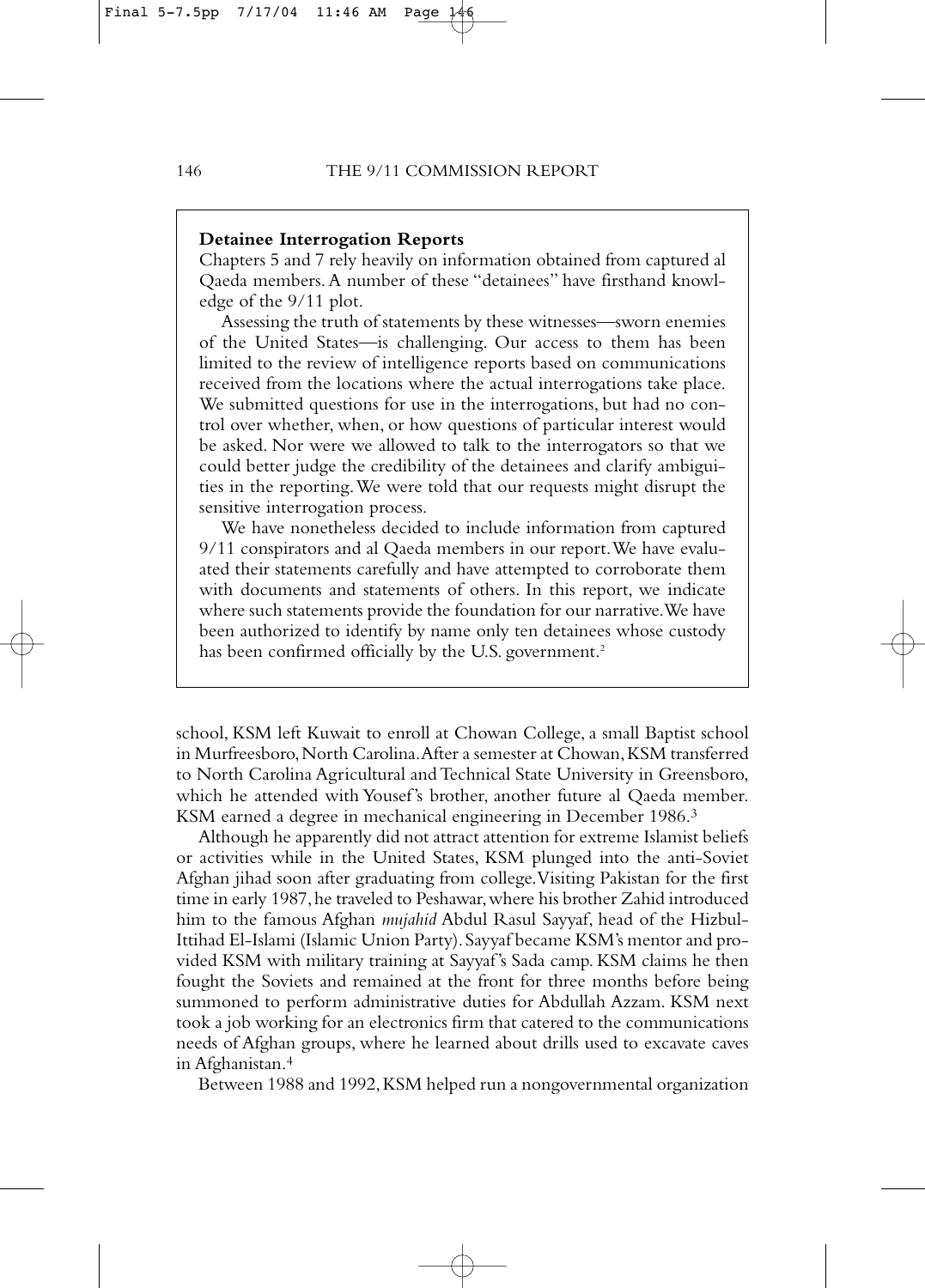**Detainee Interrogation Reports**

Chapters 5 and 7 rely heavily on information obtained from captured al Qaeda members. A number of these "detainees" have firsthand knowledge of the 9/11 plot.

Assessing the truth of statements by these witnesses—sworn enemies of the United States—is challenging. Our access to them has been limited to the review of intelligence reports based on communications received from the locations where the actual interrogations take place. We submitted questions for use in the interrogations, but had no control over whether, when, or how questions of particular interest would be asked. Nor were we allowed to talk to the interrogators so that we could better judge the credibility of the detainees and clarify ambiguities in the reporting. We were told that our requests might disrupt the sensitive interrogation process.

We have nonetheless decided to include information from captured 9/11 conspirators and al Qaeda members in our report. We have evaluated their statements carefully and have attempted to corroborate them with documents and statements of others. In this report, we indicate where such statements provide the foundation for our narrative. We have been authorized to identify by name only ten detainees whose custody has been confirmed officially by the U.S. government.[2]

school, KSM left Kuwait to enroll at Chowan College, a small Baptist school in Murfreesboro, North Carolina. After a semester at Chowan, KSM transferred to North Carolina Agricultural and Technical State University in Greensboro, which he attended with Yousef's brother, another future al Qaeda member. KSM earned a degree in mechanical engineering in December 1986.[3]

Although he apparently did not attract attention for extreme Islamist beliefs or activities while in the United States, KSM plunged into the anti-Soviet Afghan jihad soon after graduating from college. Visiting Pakistan for the first time in early 1987, he traveled to Peshawar, where his brother Zahid introduced him to the famous Afghan *mujahid* Abdul Rasul Sayyaf, head of the Hizbul-Ittihad El-Islami (Islamic Union Party). Sayyaf became KSM's mentor and provided KSM with military training at Sayyaf's Sada camp. KSM claims he then fought the Soviets and remained at the front for three months before being summoned to perform administrative duties for Abdullah Azzam. KSM next took a job working for an electronics firm that catered to the communications needs of Afghan groups, where he learned about drills used to excavate caves in Afghanistan.[4]

Between 1988 and 1992, KSM helped run a nongovernmental organization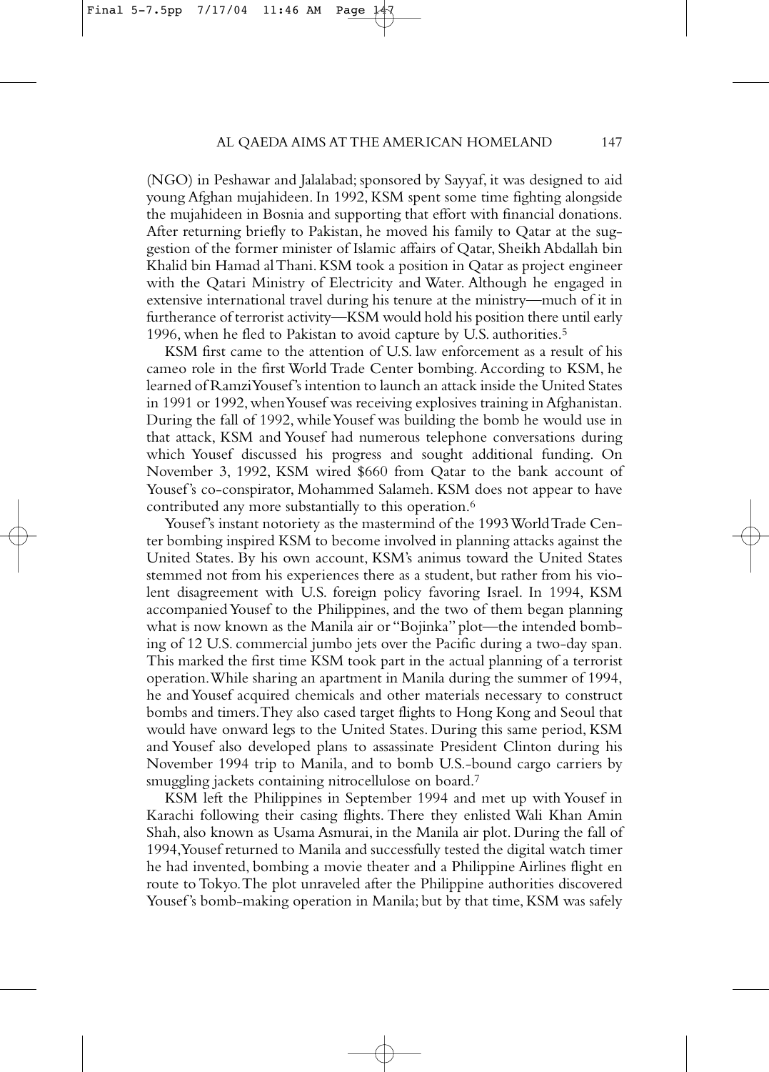(NGO) in Peshawar and Jalalabad; sponsored by Sayyaf, it was designed to aid young Afghan mujahideen. In 1992, KSM spent some time fighting alongside the mujahideen in Bosnia and supporting that effort with financial donations. After returning briefly to Pakistan, he moved his family to Qatar at the suggestion of the former minister of Islamic affairs of Qatar, Sheikh Abdallah bin Khalid bin Hamad al Thani. KSM took a position in Qatar as project engineer with the Qatari Ministry of Electricity and Water. Although he engaged in extensive international travel during his tenure at the ministry—much of it in furtherance of terrorist activity—KSM would hold his position there until early 1996, when he fled to Pakistan to avoid capture by U.S. authorities.[5]

KSM first came to the attention of U.S. law enforcement as a result of his cameo role in the first World Trade Center bombing. According to KSM, he learned of Ramzi Yousef's intention to launch an attack inside the United States in 1991 or 1992, when Yousef was receiving explosives training in Afghanistan. During the fall of 1992, while Yousef was building the bomb he would use in that attack, KSM and Yousef had numerous telephone conversations during which Yousef discussed his progress and sought additional funding. On November 3, 1992, KSM wired $660 from Qatar to the bank account of Yousef's co-conspirator, Mohammed Salameh. KSM does not appear to have contributed any more substantially to this operation.[6]

Yousef's instant notoriety as the mastermind of the 1993 World Trade Center bombing inspired KSM to become involved in planning attacks against the United States. By his own account, KSM's animus toward the United States stemmed not from his experiences there as a student, but rather from his violent disagreement with U.S. foreign policy favoring Israel. In 1994, KSM accompanied Yousef to the Philippines, and the two of them began planning what is now known as the Manila air or "Bojinka" plot—the intended bombing of 12 U.S. commercial jumbo jets over the Pacific during a two-day span. This marked the first time KSM took part in the actual planning of a terrorist operation. While sharing an apartment in Manila during the summer of 1994, he and Yousef acquired chemicals and other materials necessary to construct bombs and timers. They also cased target flights to Hong Kong and Seoul that would have onward legs to the United States. During this same period, KSM and Yousef also developed plans to assassinate President Clinton during his November 1994 trip to Manila, and to bomb U.S.-bound cargo carriers by smuggling jackets containing nitrocellulose on board.[7]

KSM left the Philippines in September 1994 and met up with Yousef in Karachi following their casing flights. There they enlisted Wali Khan Amin Shah, also known as Usama Asmurai, in the Manila air plot. During the fall of 1994, Yousef returned to Manila and successfully tested the digital watch timer he had invented, bombing a movie theater and a Philippine Airlines flight en route to Tokyo. The plot unraveled after the Philippine authorities discovered Yousef's bomb-making operation in Manila; but by that time, KSM was safely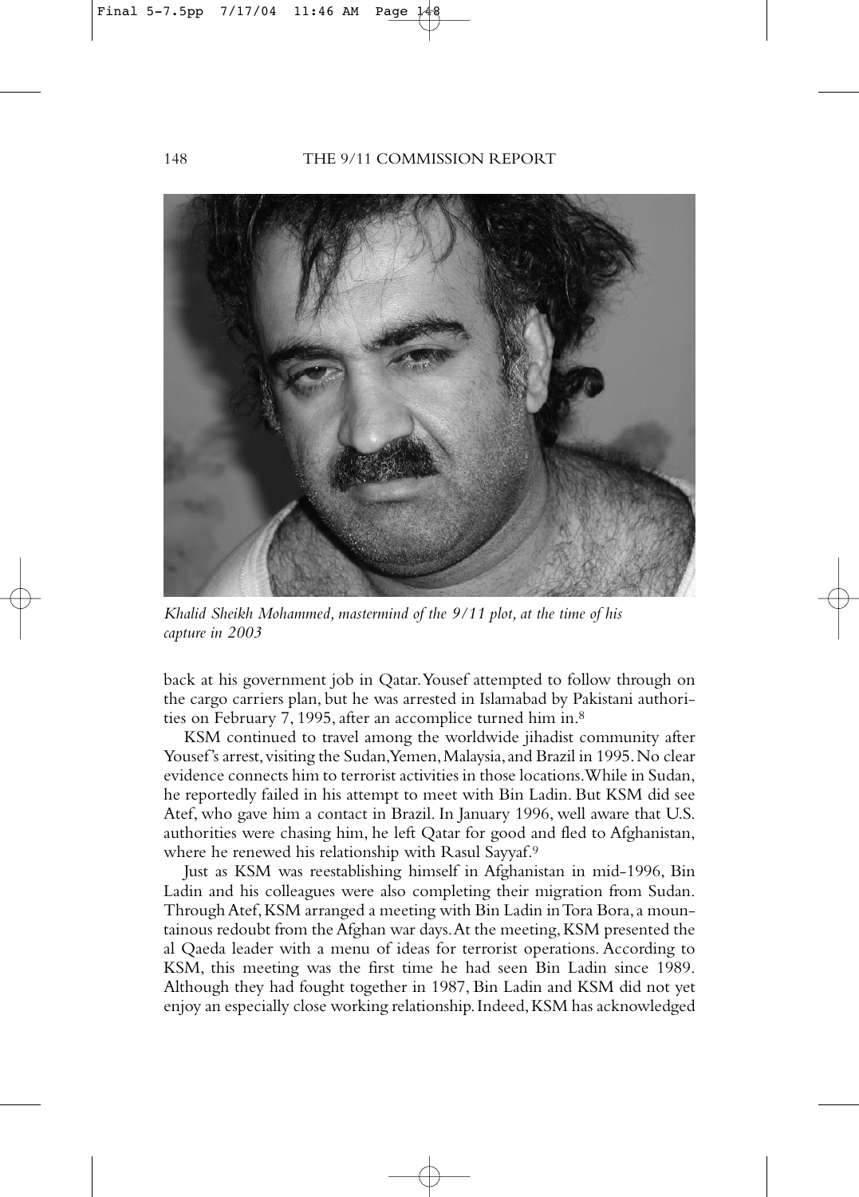*Khalid Sheikh Mohammed, mastermind of the 9/11 plot, at the time of his capture in 2003*

back at his government job in Qatar. Yousef attempted to follow through on the cargo carriers plan, but he was arrested in Islamabad by Pakistani authorities on February 7, 1995, after an accomplice turned him in.[8]

KSM continued to travel among the worldwide jihadist community after Yousef's arrest, visiting the Sudan, Yemen, Malaysia, and Brazil in 1995. No clear evidence connects him to terrorist activities in those locations. While in Sudan, he reportedly failed in his attempt to meet with Bin Ladin. But KSM did see Atef, who gave him a contact in Brazil. In January 1996, well aware that U.S. authorities were chasing him, he left Qatar for good and fled to Afghanistan, where he renewed his relationship with Rasul Sayyaf.[9]

Just as KSM was reestablishing himself in Afghanistan in mid-1996, Bin Ladin and his colleagues were also completing their migration from Sudan. Through Atef, KSM arranged a meeting with Bin Ladin in Tora Bora, a mountainous redoubt from the Afghan war days. At the meeting, KSM presented the al Qaeda leader with a menu of ideas for terrorist operations. According to KSM, this meeting was the first time he had seen Bin Ladin since 1989. Although they had fought together in 1987, Bin Ladin and KSM did not yet enjoy an especially close working relationship. Indeed, KSM has acknowledged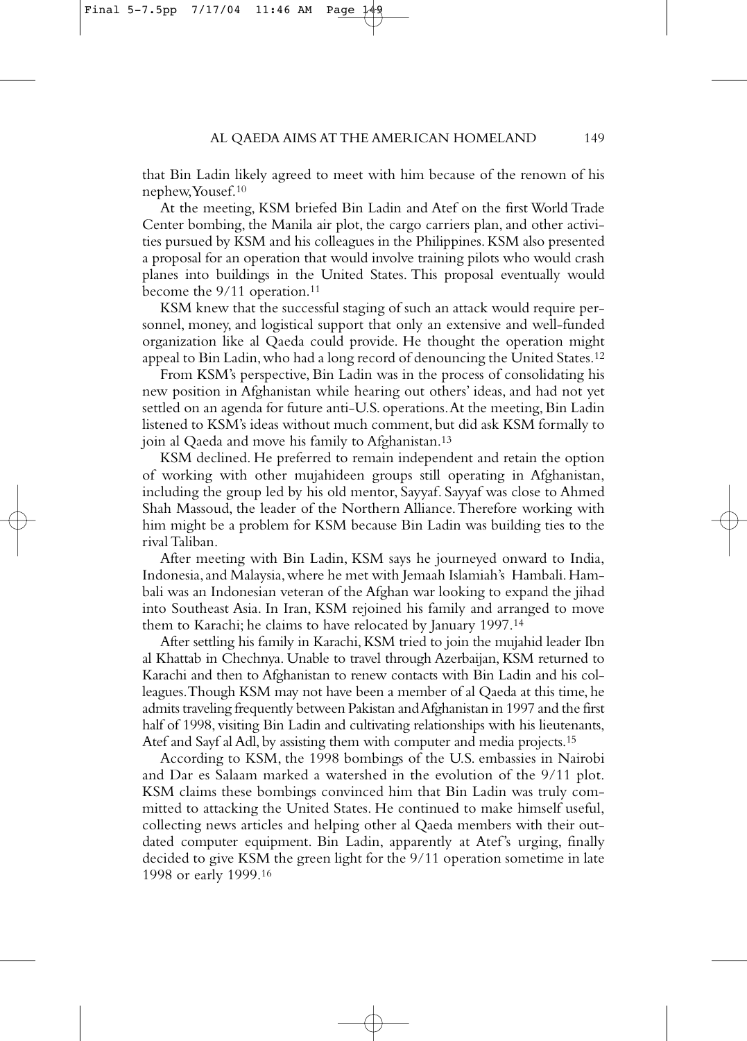that Bin Ladin likely agreed to meet with him because of the renown of his nephew, Yousef.[10]

At the meeting, KSM briefed Bin Ladin and Atef on the first World Trade Center bombing, the Manila air plot, the cargo carriers plan, and other activities pursued by KSM and his colleagues in the Philippines. KSM also presented a proposal for an operation that would involve training pilots who would crash planes into buildings in the United States. This proposal eventually would become the 9/11 operation.[11]

KSM knew that the successful staging of such an attack would require personnel, money, and logistical support that only an extensive and well-funded organization like al Qaeda could provide. He thought the operation might appeal to Bin Ladin, who had a long record of denouncing the United States.[12]

From KSM's perspective, Bin Ladin was in the process of consolidating his new position in Afghanistan while hearing out others' ideas, and had not yet settled on an agenda for future anti-U.S. operations. At the meeting, Bin Ladin listened to KSM's ideas without much comment, but did ask KSM formally to join al Qaeda and move his family to Afghanistan.[13]

KSM declined. He preferred to remain independent and retain the option of working with other mujahideen groups still operating in Afghanistan, including the group led by his old mentor, Sayyaf. Sayyaf was close to Ahmed Shah Massoud, the leader of the Northern Alliance. Therefore working with him might be a problem for KSM because Bin Ladin was building ties to the rival Taliban.

After meeting with Bin Ladin, KSM says he journeyed onward to India, Indonesia, and Malaysia, where he met with Jemaah Islamiah's Hambali. Hambali was an Indonesian veteran of the Afghan war looking to expand the jihad into Southeast Asia. In Iran, KSM rejoined his family and arranged to move them to Karachi; he claims to have relocated by January 1997.[14]

After settling his family in Karachi, KSM tried to join the mujahid leader Ibn al Khattab in Chechnya. Unable to travel through Azerbaijan, KSM returned to Karachi and then to Afghanistan to renew contacts with Bin Ladin and his colleagues. Though KSM may not have been a member of al Qaeda at this time, he admits traveling frequently between Pakistan and Afghanistan in 1997 and the first half of 1998, visiting Bin Ladin and cultivating relationships with his lieutenants, Atef and Sayf al Adl, by assisting them with computer and media projects.[15]

According to KSM, the 1998 bombings of the U.S. embassies in Nairobi and Dar es Salaam marked a watershed in the evolution of the 9/11 plot. KSM claims these bombings convinced him that Bin Ladin was truly committed to attacking the United States. He continued to make himself useful, collecting news articles and helping other al Qaeda members with their outdated computer equipment. Bin Ladin, apparently at Atef's urging, finally decided to give KSM the green light for the 9/11 operation sometime in late 1998 or early 1999.[16]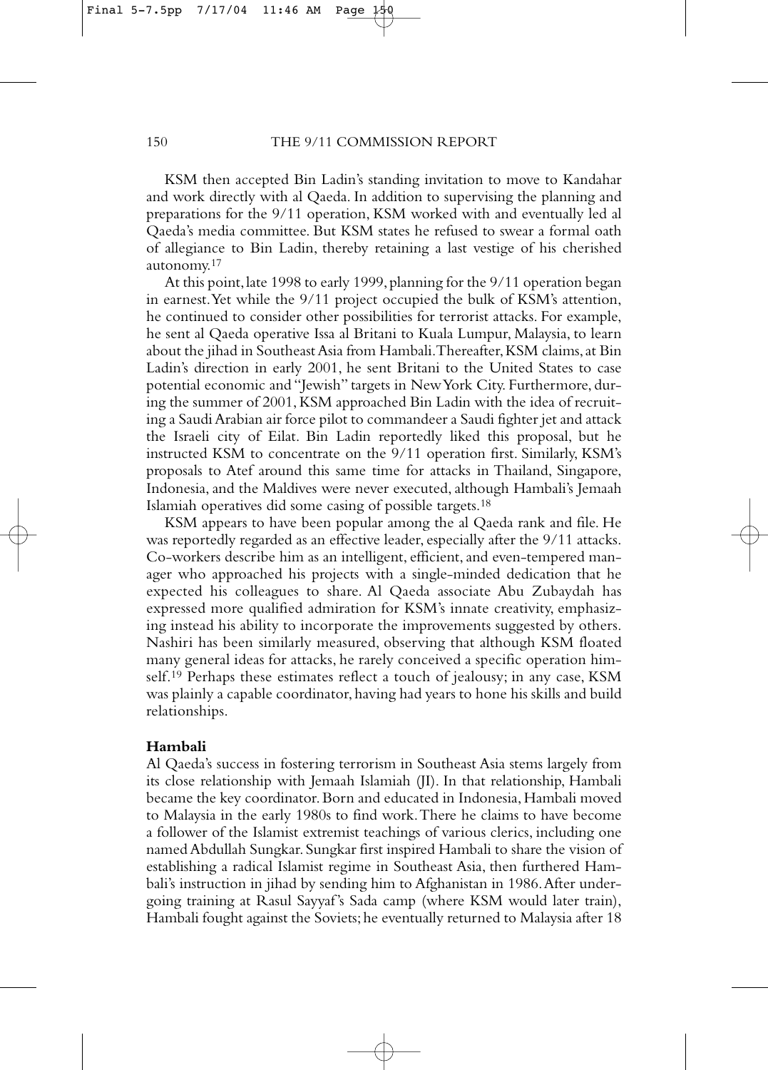KSM then accepted Bin Ladin's standing invitation to move to Kandahar and work directly with al Qaeda. In addition to supervising the planning and preparations for the 9/11 operation, KSM worked with and eventually led al Qaeda's media committee. But KSM states he refused to swear a formal oath of allegiance to Bin Ladin, thereby retaining a last vestige of his cherished autonomy.[17]

At this point, late 1998 to early 1999, planning for the 9/11 operation began in earnest. Yet while the 9/11 project occupied the bulk of KSM's attention, he continued to consider other possibilities for terrorist attacks. For example, he sent al Qaeda operative Issa al Britani to Kuala Lumpur, Malaysia, to learn about the jihad in Southeast Asia from Hambali. Thereafter, KSM claims, at Bin Ladin's direction in early 2001, he sent Britani to the United States to case potential economic and "Jewish" targets in New York City. Furthermore, during the summer of 2001, KSM approached Bin Ladin with the idea of recruiting a Saudi Arabian air force pilot to commandeer a Saudi fighter jet and attack the Israeli city of Eilat. Bin Ladin reportedly liked this proposal, but he instructed KSM to concentrate on the 9/11 operation first. Similarly, KSM's proposals to Atef around this same time for attacks in Thailand, Singapore, Indonesia, and the Maldives were never executed, although Hambali's Jemaah Islamiah operatives did some casing of possible targets.[18]

KSM appears to have been popular among the al Qaeda rank and file. He was reportedly regarded as an effective leader, especially after the 9/11 attacks. Co-workers describe him as an intelligent, efficient, and even-tempered manager who approached his projects with a single-minded dedication that he expected his colleagues to share. Al Qaeda associate Abu Zubaydah has expressed more qualified admiration for KSM's innate creativity, emphasizing instead his ability to incorporate the improvements suggested by others. Nashiri has been similarly measured, observing that although KSM floated many general ideas for attacks, he rarely conceived a specific operation himself.[19] Perhaps these estimates reflect a touch of jealousy; in any case, KSM was plainly a capable coordinator, having had years to hone his skills and build relationships.

**Hambali**

Al Qaeda's success in fostering terrorism in Southeast Asia stems largely from its close relationship with Jemaah Islamiah (JI). In that relationship, Hambali became the key coordinator. Born and educated in Indonesia, Hambali moved to Malaysia in the early 1980s to find work. There he claims to have become a follower of the Islamist extremist teachings of various clerics, including one named Abdullah Sungkar. Sungkar first inspired Hambali to share the vision of establishing a radical Islamist regime in Southeast Asia, then furthered Hambali's instruction in jihad by sending him to Afghanistan in 1986. After undergoing training at Rasul Sayyaf's Sada camp (where KSM would later train), Hambali fought against the Soviets; he eventually returned to Malaysia after 18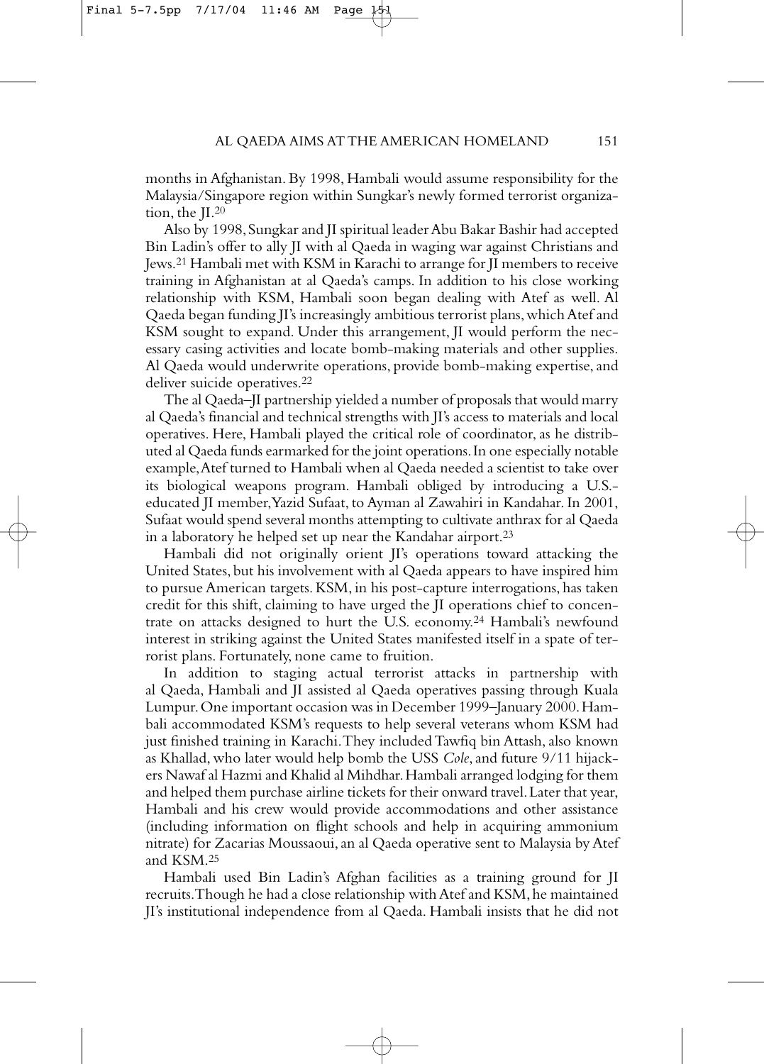months in Afghanistan. By 1998, Hambali would assume responsibility for the Malaysia/Singapore region within Sungkar's newly formed terrorist organization, the JI.[20]

Also by 1998, Sungkar and JI spiritual leader Abu Bakar Bashir had accepted Bin Ladin's offer to ally JI with al Qaeda in waging war against Christians and Jews.[21] Hambali met with KSM in Karachi to arrange for JI members to receive training in Afghanistan at al Qaeda's camps. In addition to his close working relationship with KSM, Hambali soon began dealing with Atef as well. Al Qaeda began funding JI's increasingly ambitious terrorist plans, which Atef and KSM sought to expand. Under this arrangement, JI would perform the necessary casing activities and locate bomb-making materials and other supplies. Al Qaeda would underwrite operations, provide bomb-making expertise, and deliver suicide operatives.[22]

The al Qaeda–JI partnership yielded a number of proposals that would marry al Qaeda's financial and technical strengths with JI's access to materials and local operatives. Here, Hambali played the critical role of coordinator, as he distributed al Qaeda funds earmarked for the joint operations. In one especially notable example, Atef turned to Hambali when al Qaeda needed a scientist to take over its biological weapons program. Hambali obliged by introducing a U.S.-educated JI member, Yazid Sufaat, to Ayman al Zawahiri in Kandahar. In 2001, Sufaat would spend several months attempting to cultivate anthrax for al Qaeda in a laboratory he helped set up near the Kandahar airport.[23]

Hambali did not originally orient JI's operations toward attacking the United States, but his involvement with al Qaeda appears to have inspired him to pursue American targets. KSM, in his post-capture interrogations, has taken credit for this shift, claiming to have urged the JI operations chief to concentrate on attacks designed to hurt the U.S. economy.[24] Hambali's newfound interest in striking against the United States manifested itself in a spate of terrorist plans. Fortunately, none came to fruition.

In addition to staging actual terrorist attacks in partnership with al Qaeda, Hambali and JI assisted al Qaeda operatives passing through Kuala Lumpur. One important occasion was in December 1999–January 2000. Hambali accommodated KSM's requests to help several veterans whom KSM had just finished training in Karachi. They included Tawfiq bin Attash, also known as Khallad, who later would help bomb the USS *Cole*, and future 9/11 hijackers Nawaf al Hazmi and Khalid al Mihdhar. Hambali arranged lodging for them and helped them purchase airline tickets for their onward travel. Later that year, Hambali and his crew would provide accommodations and other assistance (including information on flight schools and help in acquiring ammonium nitrate) for Zacarias Moussaoui, an al Qaeda operative sent to Malaysia by Atef and KSM.[25]

Hambali used Bin Ladin's Afghan facilities as a training ground for JI recruits. Though he had a close relationship with Atef and KSM, he maintained JI's institutional independence from al Qaeda. Hambali insists that he did not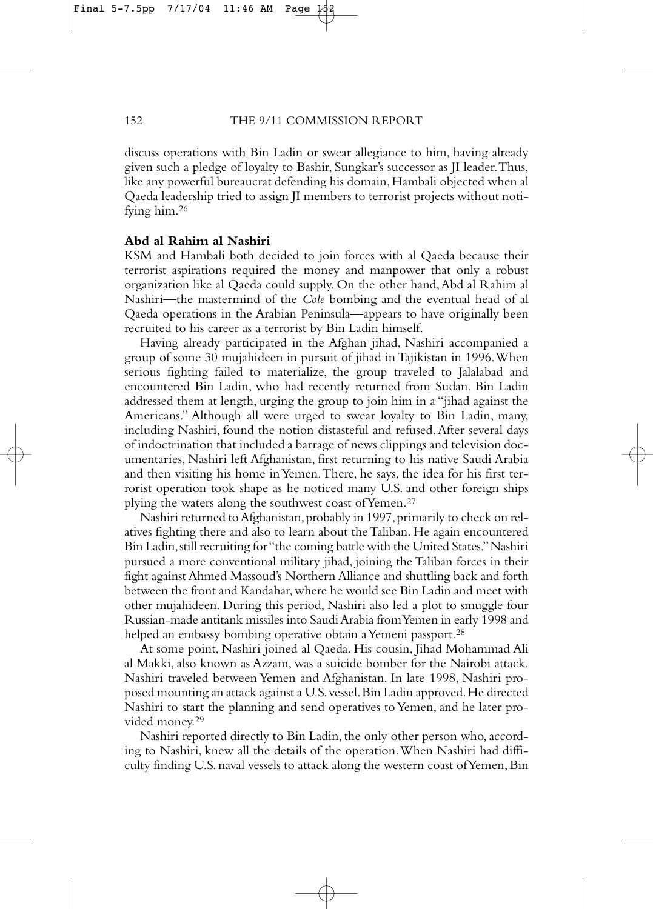discuss operations with Bin Ladin or swear allegiance to him, having already given such a pledge of loyalty to Bashir, Sungkar's successor as JI leader. Thus, like any powerful bureaucrat defending his domain, Hambali objected when al Qaeda leadership tried to assign JI members to terrorist projects without notifying him.[26]

**Abd al Rahim al Nashiri**

KSM and Hambali both decided to join forces with al Qaeda because their terrorist aspirations required the money and manpower that only a robust organization like al Qaeda could supply. On the other hand, Abd al Rahim al Nashiri—the mastermind of the *Cole* bombing and the eventual head of al Qaeda operations in the Arabian Peninsula—appears to have originally been recruited to his career as a terrorist by Bin Ladin himself.

Having already participated in the Afghan jihad, Nashiri accompanied a group of some 30 mujahideen in pursuit of jihad in Tajikistan in 1996. When serious fighting failed to materialize, the group traveled to Jalalabad and encountered Bin Ladin, who had recently returned from Sudan. Bin Ladin addressed them at length, urging the group to join him in a "jihad against the Americans." Although all were urged to swear loyalty to Bin Ladin, many, including Nashiri, found the notion distasteful and refused. After several days of indoctrination that included a barrage of news clippings and television documentaries, Nashiri left Afghanistan, first returning to his native Saudi Arabia and then visiting his home in Yemen. There, he says, the idea for his first terrorist operation took shape as he noticed many U.S. and other foreign ships plying the waters along the southwest coast of Yemen.[27]

Nashiri returned to Afghanistan, probably in 1997, primarily to check on relatives fighting there and also to learn about the Taliban. He again encountered Bin Ladin, still recruiting for "the coming battle with the United States." Nashiri pursued a more conventional military jihad, joining the Taliban forces in their fight against Ahmed Massoud's Northern Alliance and shuttling back and forth between the front and Kandahar, where he would see Bin Ladin and meet with other mujahideen. During this period, Nashiri also led a plot to smuggle four Russian-made antitank missiles into Saudi Arabia from Yemen in early 1998 and helped an embassy bombing operative obtain a Yemeni passport.[28]

At some point, Nashiri joined al Qaeda. His cousin, Jihad Mohammad Ali al Makki, also known as Azzam, was a suicide bomber for the Nairobi attack. Nashiri traveled between Yemen and Afghanistan. In late 1998, Nashiri proposed mounting an attack against a U.S. vessel. Bin Ladin approved. He directed Nashiri to start the planning and send operatives to Yemen, and he later provided money.[29]

Nashiri reported directly to Bin Ladin, the only other person who, according to Nashiri, knew all the details of the operation. When Nashiri had difficulty finding U.S. naval vessels to attack along the western coast of Yemen, Bin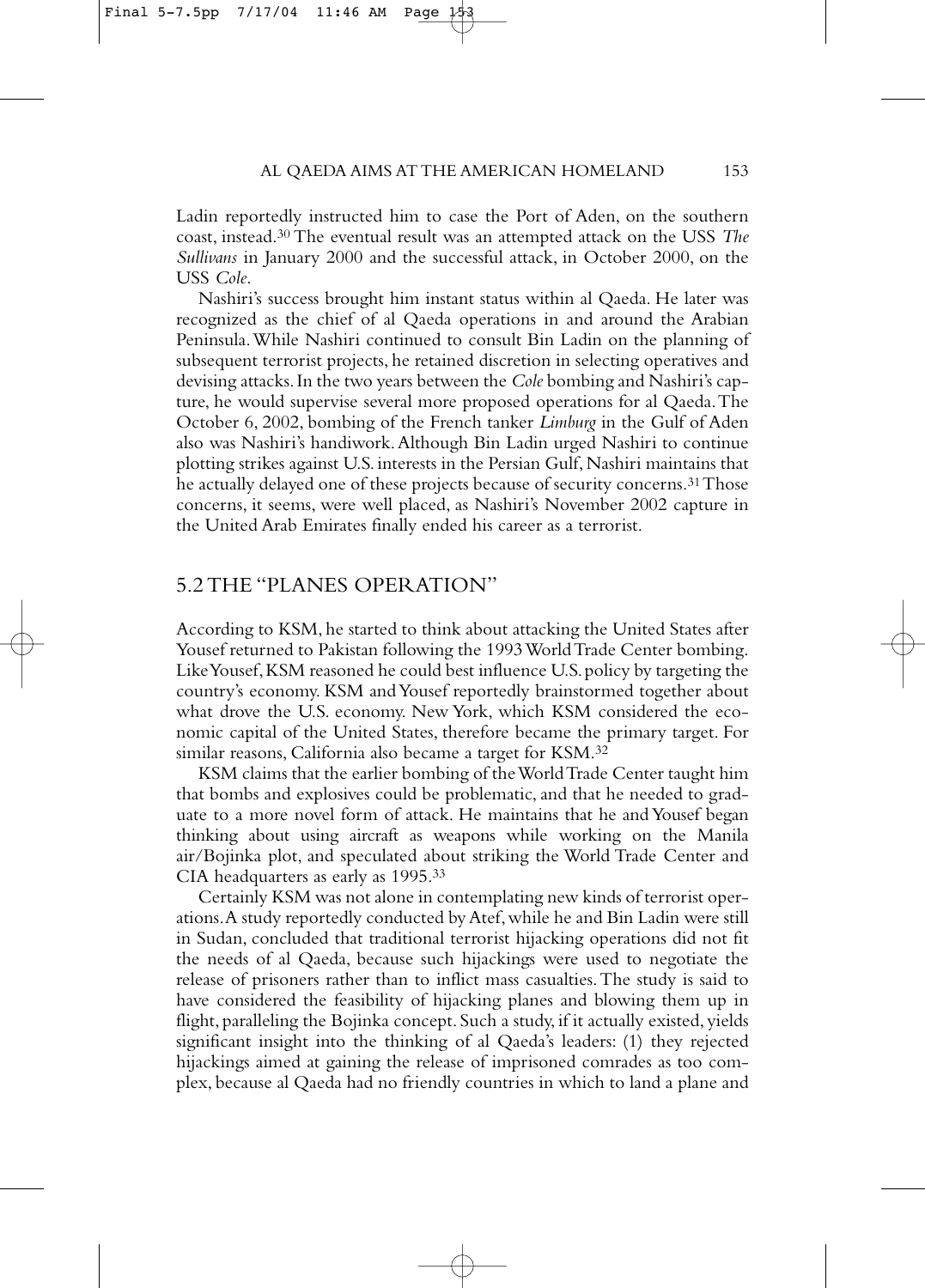Ladin reportedly instructed him to case the Port of Aden, on the southern coast, instead.[30] The eventual result was an attempted attack on the USS *The Sullivans* in January 2000 and the successful attack, in October 2000, on the USS *Cole*.

Nashiri's success brought him instant status within al Qaeda. He later was recognized as the chief of al Qaeda operations in and around the Arabian Peninsula. While Nashiri continued to consult Bin Ladin on the planning of subsequent terrorist projects, he retained discretion in selecting operatives and devising attacks. In the two years between the *Cole* bombing and Nashiri's capture, he would supervise several more proposed operations for al Qaeda. The October 6, 2002, bombing of the French tanker *Limburg* in the Gulf of Aden also was Nashiri's handiwork. Although Bin Ladin urged Nashiri to continue plotting strikes against U.S. interests in the Persian Gulf, Nashiri maintains that he actually delayed one of these projects because of security concerns.[31] Those concerns, it seems, were well placed, as Nashiri's November 2002 capture in the United Arab Emirates finally ended his career as a terrorist.

## 5.2 THE "PLANES OPERATION"

According to KSM, he started to think about attacking the United States after Yousef returned to Pakistan following the 1993 World Trade Center bombing. Like Yousef, KSM reasoned he could best influence U.S. policy by targeting the country's economy. KSM and Yousef reportedly brainstormed together about what drove the U.S. economy. New York, which KSM considered the economic capital of the United States, therefore became the primary target. For similar reasons, California also became a target for KSM.[32]

KSM claims that the earlier bombing of the World Trade Center taught him that bombs and explosives could be problematic, and that he needed to graduate to a more novel form of attack. He maintains that he and Yousef began thinking about using aircraft as weapons while working on the Manila air/Bojinka plot, and speculated about striking the World Trade Center and CIA headquarters as early as 1995.[33]

Certainly KSM was not alone in contemplating new kinds of terrorist operations. A study reportedly conducted by Atef, while he and Bin Ladin were still in Sudan, concluded that traditional terrorist hijacking operations did not fit the needs of al Qaeda, because such hijackings were used to negotiate the release of prisoners rather than to inflict mass casualties. The study is said to have considered the feasibility of hijacking planes and blowing them up in flight, paralleling the Bojinka concept. Such a study, if it actually existed, yields significant insight into the thinking of al Qaeda's leaders: (1) they rejected hijackings aimed at gaining the release of imprisoned comrades as too complex, because al Qaeda had no friendly countries in which to land a plane and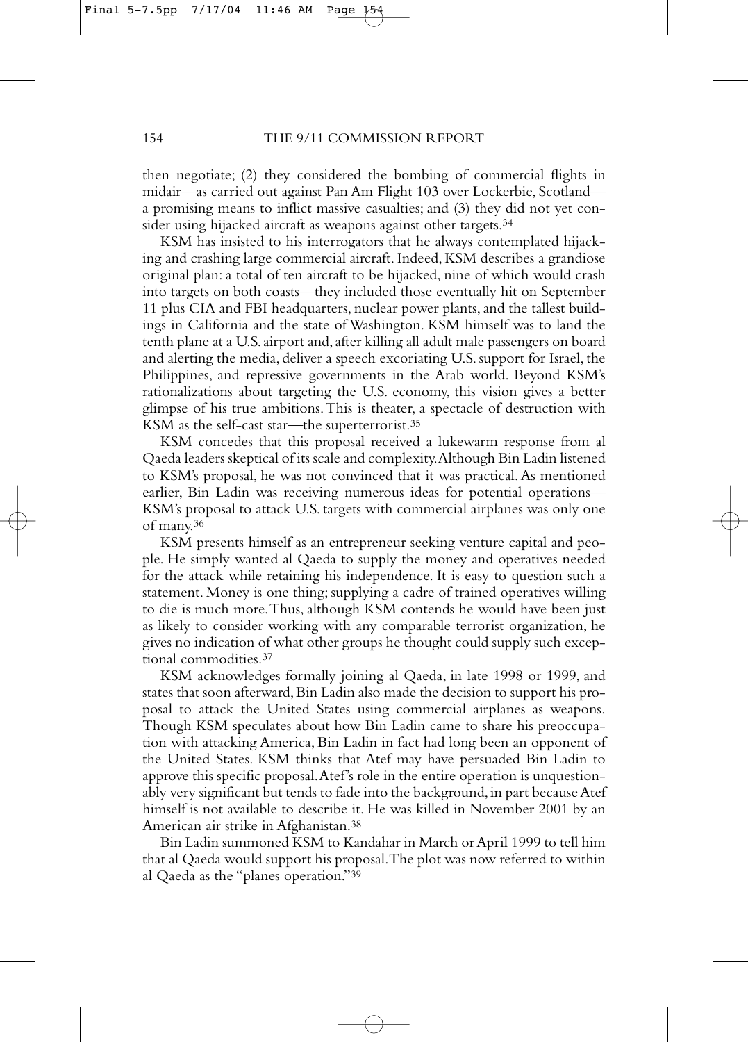then negotiate; (2) they considered the bombing of commercial flights in midair—as carried out against Pan Am Flight 103 over Lockerbie, Scotland—a promising means to inflict massive casualties; and (3) they did not yet consider using hijacked aircraft as weapons against other targets.[34]

KSM has insisted to his interrogators that he always contemplated hijacking and crashing large commercial aircraft. Indeed, KSM describes a grandiose original plan: a total of ten aircraft to be hijacked, nine of which would crash into targets on both coasts—they included those eventually hit on September 11 plus CIA and FBI headquarters, nuclear power plants, and the tallest buildings in California and the state of Washington. KSM himself was to land the tenth plane at a U.S. airport and, after killing all adult male passengers on board and alerting the media, deliver a speech excoriating U.S. support for Israel, the Philippines, and repressive governments in the Arab world. Beyond KSM's rationalizations about targeting the U.S. economy, this vision gives a better glimpse of his true ambitions. This is theater, a spectacle of destruction with KSM as the self-cast star—the superterrorist.[35]

KSM concedes that this proposal received a lukewarm response from al Qaeda leaders skeptical of its scale and complexity. Although Bin Ladin listened to KSM's proposal, he was not convinced that it was practical. As mentioned earlier, Bin Ladin was receiving numerous ideas for potential operations—KSM's proposal to attack U.S. targets with commercial airplanes was only one of many.[36]

KSM presents himself as an entrepreneur seeking venture capital and people. He simply wanted al Qaeda to supply the money and operatives needed for the attack while retaining his independence. It is easy to question such a statement. Money is one thing; supplying a cadre of trained operatives willing to die is much more. Thus, although KSM contends he would have been just as likely to consider working with any comparable terrorist organization, he gives no indication of what other groups he thought could supply such exceptional commodities.[37]

KSM acknowledges formally joining al Qaeda, in late 1998 or 1999, and states that soon afterward, Bin Ladin also made the decision to support his proposal to attack the United States using commercial airplanes as weapons. Though KSM speculates about how Bin Ladin came to share his preoccupation with attacking America, Bin Ladin in fact had long been an opponent of the United States. KSM thinks that Atef may have persuaded Bin Ladin to approve this specific proposal. Atef's role in the entire operation is unquestionably very significant but tends to fade into the background, in part because Atef himself is not available to describe it. He was killed in November 2001 by an American air strike in Afghanistan.[38]

Bin Ladin summoned KSM to Kandahar in March or April 1999 to tell him that al Qaeda would support his proposal. The plot was now referred to within al Qaeda as the "planes operation."[39]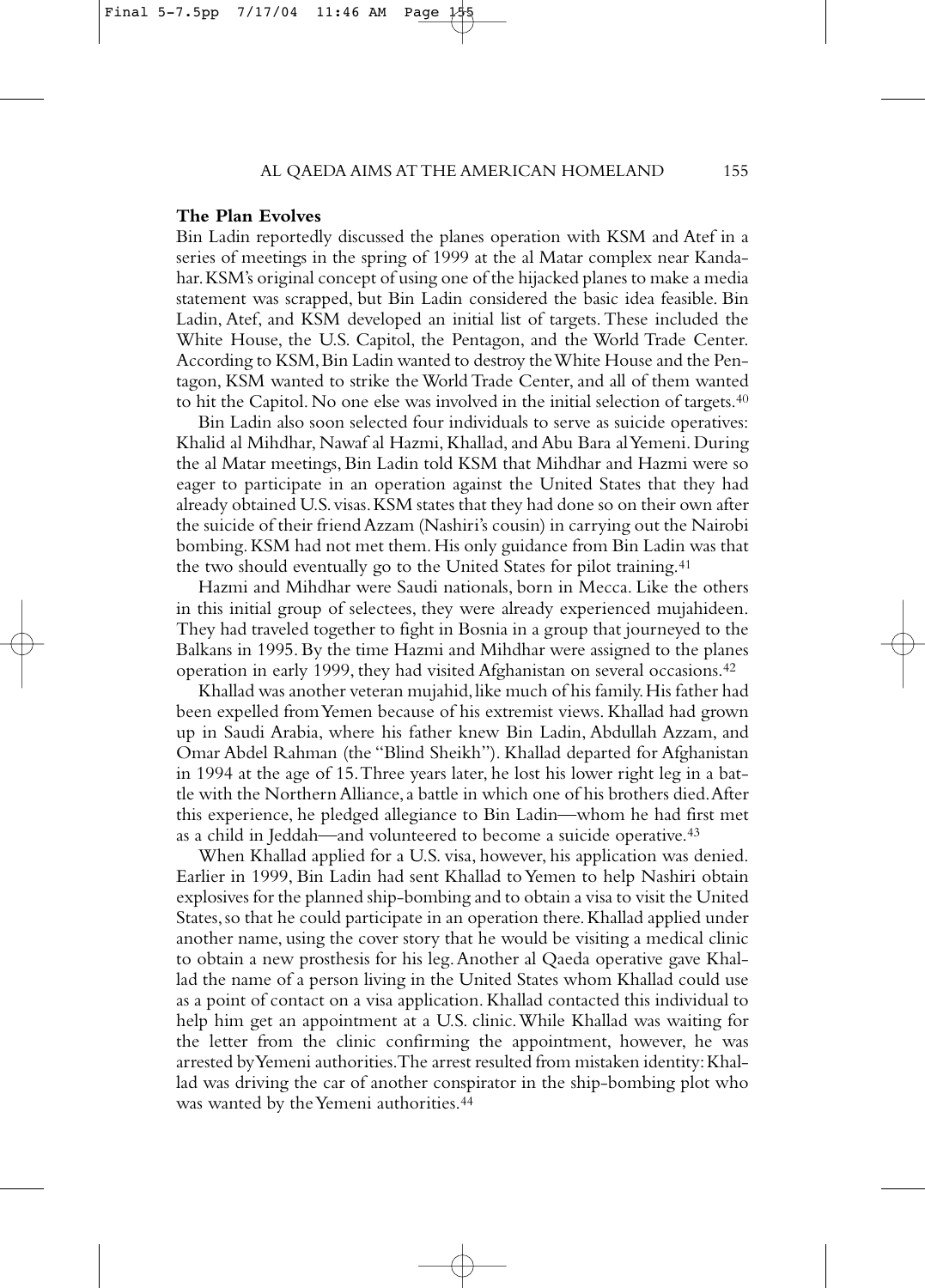## The Plan Evolves

Bin Ladin reportedly discussed the planes operation with KSM and Atef in a series of meetings in the spring of 1999 at the al Matar complex near Kandahar. KSM's original concept of using one of the hijacked planes to make a media statement was scrapped, but Bin Ladin considered the basic idea feasible. Bin Ladin, Atef, and KSM developed an initial list of targets. These included the White House, the U.S. Capitol, the Pentagon, and the World Trade Center. According to KSM, Bin Ladin wanted to destroy the White House and the Pentagon, KSM wanted to strike the World Trade Center, and all of them wanted to hit the Capitol. No one else was involved in the initial selection of targets.[40]

Bin Ladin also soon selected four individuals to serve as suicide operatives: Khalid al Mihdhar, Nawaf al Hazmi, Khallad, and Abu Bara al Yemeni. During the al Matar meetings, Bin Ladin told KSM that Mihdhar and Hazmi were so eager to participate in an operation against the United States that they had already obtained U.S. visas. KSM states that they had done so on their own after the suicide of their friend Azzam (Nashiri's cousin) in carrying out the Nairobi bombing. KSM had not met them. His only guidance from Bin Ladin was that the two should eventually go to the United States for pilot training.[41]

Hazmi and Mihdhar were Saudi nationals, born in Mecca. Like the others in this initial group of selectees, they were already experienced mujahideen. They had traveled together to fight in Bosnia in a group that journeyed to the Balkans in 1995. By the time Hazmi and Mihdhar were assigned to the planes operation in early 1999, they had visited Afghanistan on several occasions.[42]

Khallad was another veteran mujahid, like much of his family. His father had been expelled from Yemen because of his extremist views. Khallad had grown up in Saudi Arabia, where his father knew Bin Ladin, Abdullah Azzam, and Omar Abdel Rahman (the "Blind Sheikh"). Khallad departed for Afghanistan in 1994 at the age of 15. Three years later, he lost his lower right leg in a battle with the Northern Alliance, a battle in which one of his brothers died. After this experience, he pledged allegiance to Bin Ladin—whom he had first met as a child in Jeddah—and volunteered to become a suicide operative.[43]

When Khallad applied for a U.S. visa, however, his application was denied. Earlier in 1999, Bin Ladin had sent Khallad to Yemen to help Nashiri obtain explosives for the planned ship-bombing and to obtain a visa to visit the United States, so that he could participate in an operation there. Khallad applied under another name, using the cover story that he would be visiting a medical clinic to obtain a new prosthesis for his leg. Another al Qaeda operative gave Khallad the name of a person living in the United States whom Khallad could use as a point of contact on a visa application. Khallad contacted this individual to help him get an appointment at a U.S. clinic. While Khallad was waiting for the letter from the clinic confirming the appointment, however, he was arrested by Yemeni authorities. The arrest resulted from mistaken identity: Khallad was driving the car of another conspirator in the ship-bombing plot who was wanted by the Yemeni authorities.[44]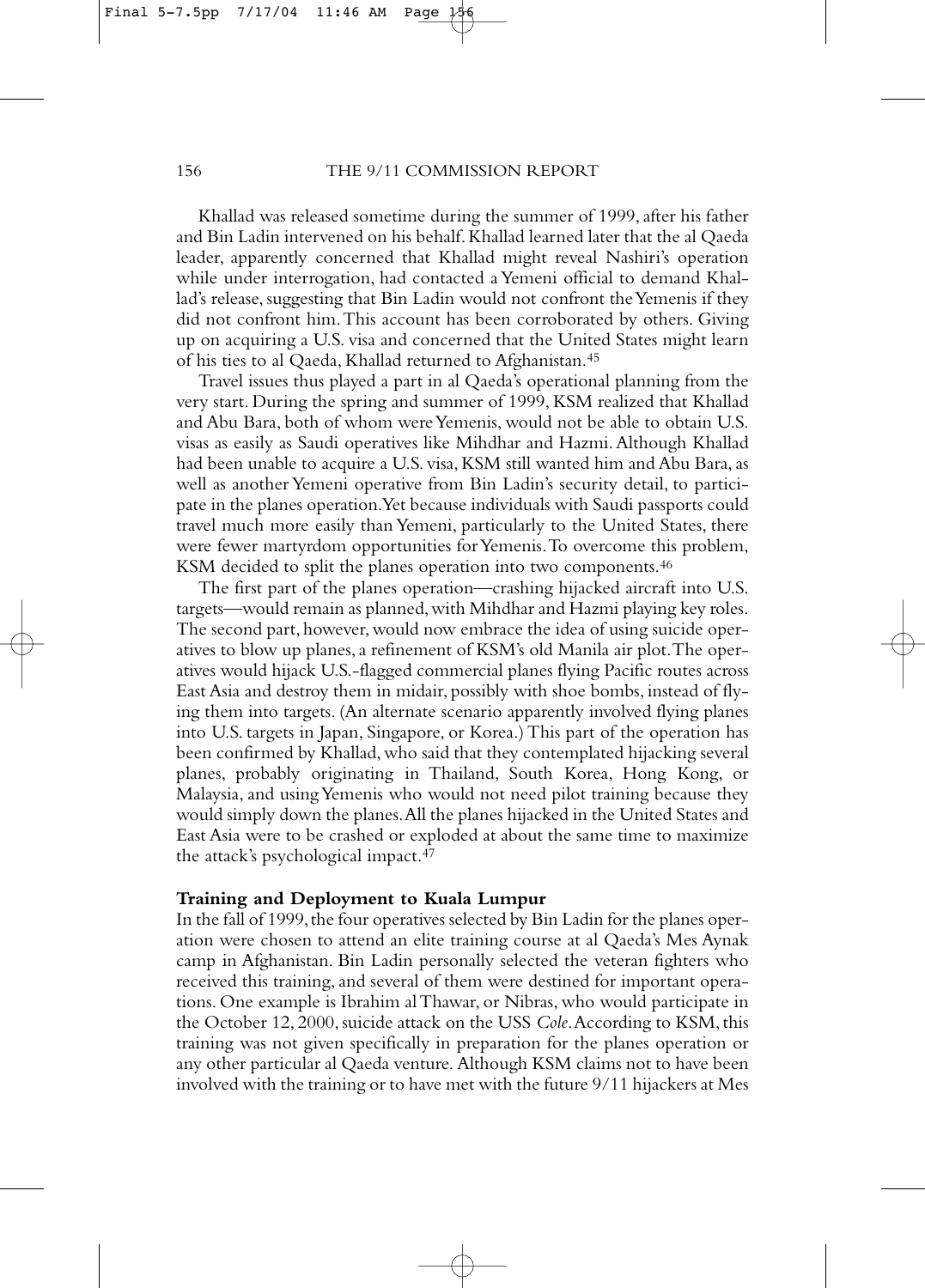Khallad was released sometime during the summer of 1999, after his father and Bin Ladin intervened on his behalf. Khallad learned later that the al Qaeda leader, apparently concerned that Khallad might reveal Nashiri's operation while under interrogation, had contacted a Yemeni official to demand Khallad's release, suggesting that Bin Ladin would not confront the Yemenis if they did not confront him. This account has been corroborated by others. Giving up on acquiring a U.S. visa and concerned that the United States might learn of his ties to al Qaeda, Khallad returned to Afghanistan.[45]

Travel issues thus played a part in al Qaeda's operational planning from the very start. During the spring and summer of 1999, KSM realized that Khallad and Abu Bara, both of whom were Yemenis, would not be able to obtain U.S. visas as easily as Saudi operatives like Mihdhar and Hazmi. Although Khallad had been unable to acquire a U.S. visa, KSM still wanted him and Abu Bara, as well as another Yemeni operative from Bin Ladin's security detail, to participate in the planes operation. Yet because individuals with Saudi passports could travel much more easily than Yemeni, particularly to the United States, there were fewer martyrdom opportunities for Yemenis. To overcome this problem, KSM decided to split the planes operation into two components.[46]

The first part of the planes operation—crashing hijacked aircraft into U.S. targets—would remain as planned, with Mihdhar and Hazmi playing key roles. The second part, however, would now embrace the idea of using suicide operatives to blow up planes, a refinement of KSM's old Manila air plot. The operatives would hijack U.S.-flagged commercial planes flying Pacific routes across East Asia and destroy them in midair, possibly with shoe bombs, instead of flying them into targets. (An alternate scenario apparently involved flying planes into U.S. targets in Japan, Singapore, or Korea.) This part of the operation has been confirmed by Khallad, who said that they contemplated hijacking several planes, probably originating in Thailand, South Korea, Hong Kong, or Malaysia, and using Yemenis who would not need pilot training because they would simply down the planes. All the planes hijacked in the United States and East Asia were to be crashed or exploded at about the same time to maximize the attack's psychological impact.[47]

**Training and Deployment to Kuala Lumpur**

In the fall of 1999, the four operatives selected by Bin Ladin for the planes operation were chosen to attend an elite training course at al Qaeda's Mes Aynak camp in Afghanistan. Bin Ladin personally selected the veteran fighters who received this training, and several of them were destined for important operations. One example is Ibrahim al Thawar, or Nibras, who would participate in the October 12, 2000, suicide attack on the USS *Cole*. According to KSM, this training was not given specifically in preparation for the planes operation or any other particular al Qaeda venture. Although KSM claims not to have been involved with the training or to have met with the future 9/11 hijackers at Mes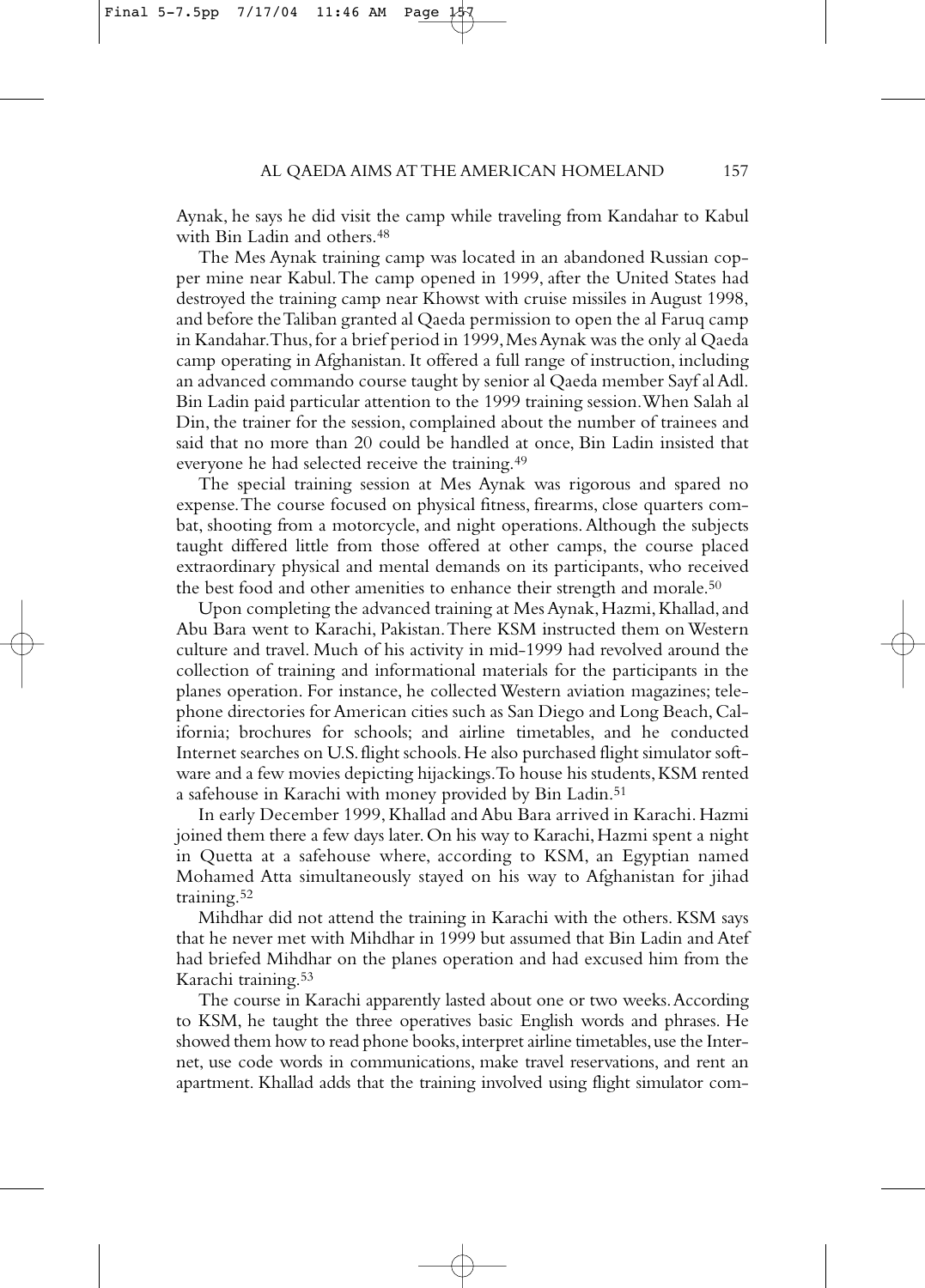Aynak, he says he did visit the camp while traveling from Kandahar to Kabul with Bin Ladin and others.[48]

The Mes Aynak training camp was located in an abandoned Russian copper mine near Kabul. The camp opened in 1999, after the United States had destroyed the training camp near Khowst with cruise missiles in August 1998, and before the Taliban granted al Qaeda permission to open the al Faruq camp in Kandahar. Thus, for a brief period in 1999, Mes Aynak was the only al Qaeda camp operating in Afghanistan. It offered a full range of instruction, including an advanced commando course taught by senior al Qaeda member Sayf al Adl. Bin Ladin paid particular attention to the 1999 training session. When Salah al Din, the trainer for the session, complained about the number of trainees and said that no more than 20 could be handled at once, Bin Ladin insisted that everyone he had selected receive the training.[49]

The special training session at Mes Aynak was rigorous and spared no expense. The course focused on physical fitness, firearms, close quarters combat, shooting from a motorcycle, and night operations. Although the subjects taught differed little from those offered at other camps, the course placed extraordinary physical and mental demands on its participants, who received the best food and other amenities to enhance their strength and morale.[50]

Upon completing the advanced training at Mes Aynak, Hazmi, Khallad, and Abu Bara went to Karachi, Pakistan. There KSM instructed them on Western culture and travel. Much of his activity in mid-1999 had revolved around the collection of training and informational materials for the participants in the planes operation. For instance, he collected Western aviation magazines; telephone directories for American cities such as San Diego and Long Beach, California; brochures for schools; and airline timetables, and he conducted Internet searches on U.S. flight schools. He also purchased flight simulator software and a few movies depicting hijackings. To house his students, KSM rented a safehouse in Karachi with money provided by Bin Ladin.[51]

In early December 1999, Khallad and Abu Bara arrived in Karachi. Hazmi joined them there a few days later. On his way to Karachi, Hazmi spent a night in Quetta at a safehouse where, according to KSM, an Egyptian named Mohamed Atta simultaneously stayed on his way to Afghanistan for jihad training.[52]

Mihdhar did not attend the training in Karachi with the others. KSM says that he never met with Mihdhar in 1999 but assumed that Bin Ladin and Atef had briefed Mihdhar on the planes operation and had excused him from the Karachi training.[53]

The course in Karachi apparently lasted about one or two weeks. According to KSM, he taught the three operatives basic English words and phrases. He showed them how to read phone books, interpret airline timetables, use the Internet, use code words in communications, make travel reservations, and rent an apartment. Khallad adds that the training involved using flight simulator com-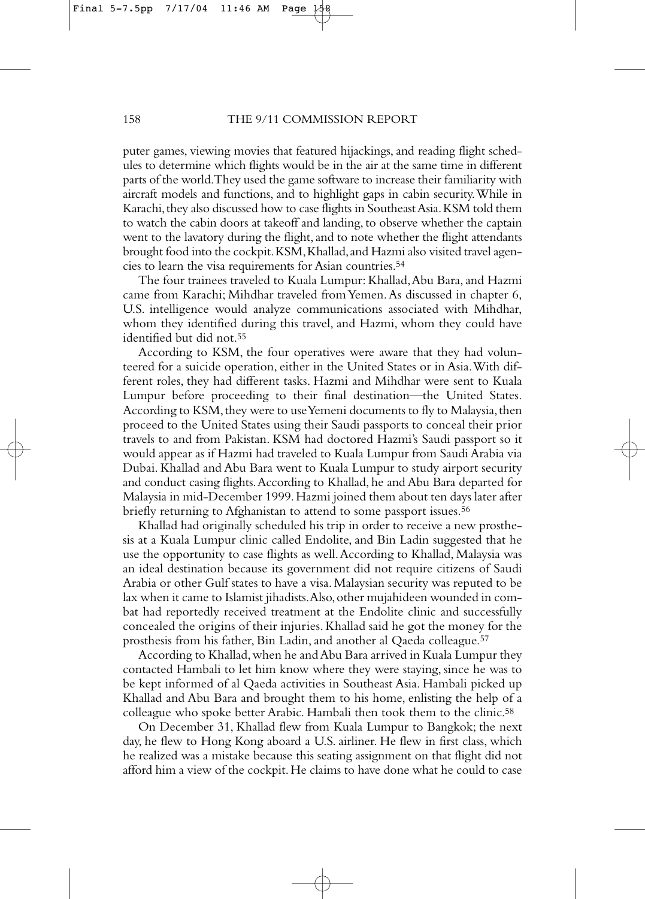puter games, viewing movies that featured hijackings, and reading flight schedules to determine which flights would be in the air at the same time in different parts of the world. They used the game software to increase their familiarity with aircraft models and functions, and to highlight gaps in cabin security. While in Karachi, they also discussed how to case flights in Southeast Asia. KSM told them to watch the cabin doors at takeoff and landing, to observe whether the captain went to the lavatory during the flight, and to note whether the flight attendants brought food into the cockpit. KSM, Khallad, and Hazmi also visited travel agencies to learn the visa requirements for Asian countries.[54]

The four trainees traveled to Kuala Lumpur: Khallad, Abu Bara, and Hazmi came from Karachi; Mihdhar traveled from Yemen. As discussed in chapter 6, U.S. intelligence would analyze communications associated with Mihdhar, whom they identified during this travel, and Hazmi, whom they could have identified but did not.[55]

According to KSM, the four operatives were aware that they had volunteered for a suicide operation, either in the United States or in Asia. With different roles, they had different tasks. Hazmi and Mihdhar were sent to Kuala Lumpur before proceeding to their final destination—the United States. According to KSM, they were to use Yemeni documents to fly to Malaysia, then proceed to the United States using their Saudi passports to conceal their prior travels to and from Pakistan. KSM had doctored Hazmi's Saudi passport so it would appear as if Hazmi had traveled to Kuala Lumpur from Saudi Arabia via Dubai. Khallad and Abu Bara went to Kuala Lumpur to study airport security and conduct casing flights. According to Khallad, he and Abu Bara departed for Malaysia in mid-December 1999. Hazmi joined them about ten days later after briefly returning to Afghanistan to attend to some passport issues.[56]

Khallad had originally scheduled his trip in order to receive a new prosthesis at a Kuala Lumpur clinic called Endolite, and Bin Ladin suggested that he use the opportunity to case flights as well. According to Khallad, Malaysia was an ideal destination because its government did not require citizens of Saudi Arabia or other Gulf states to have a visa. Malaysian security was reputed to be lax when it came to Islamist jihadists. Also, other mujahideen wounded in combat had reportedly received treatment at the Endolite clinic and successfully concealed the origins of their injuries. Khallad said he got the money for the prosthesis from his father, Bin Ladin, and another al Qaeda colleague.[57]

According to Khallad, when he and Abu Bara arrived in Kuala Lumpur they contacted Hambali to let him know where they were staying, since he was to be kept informed of al Qaeda activities in Southeast Asia. Hambali picked up Khallad and Abu Bara and brought them to his home, enlisting the help of a colleague who spoke better Arabic. Hambali then took them to the clinic.[58]

On December 31, Khallad flew from Kuala Lumpur to Bangkok; the next day, he flew to Hong Kong aboard a U.S. airliner. He flew in first class, which he realized was a mistake because this seating assignment on that flight did not afford him a view of the cockpit. He claims to have done what he could to case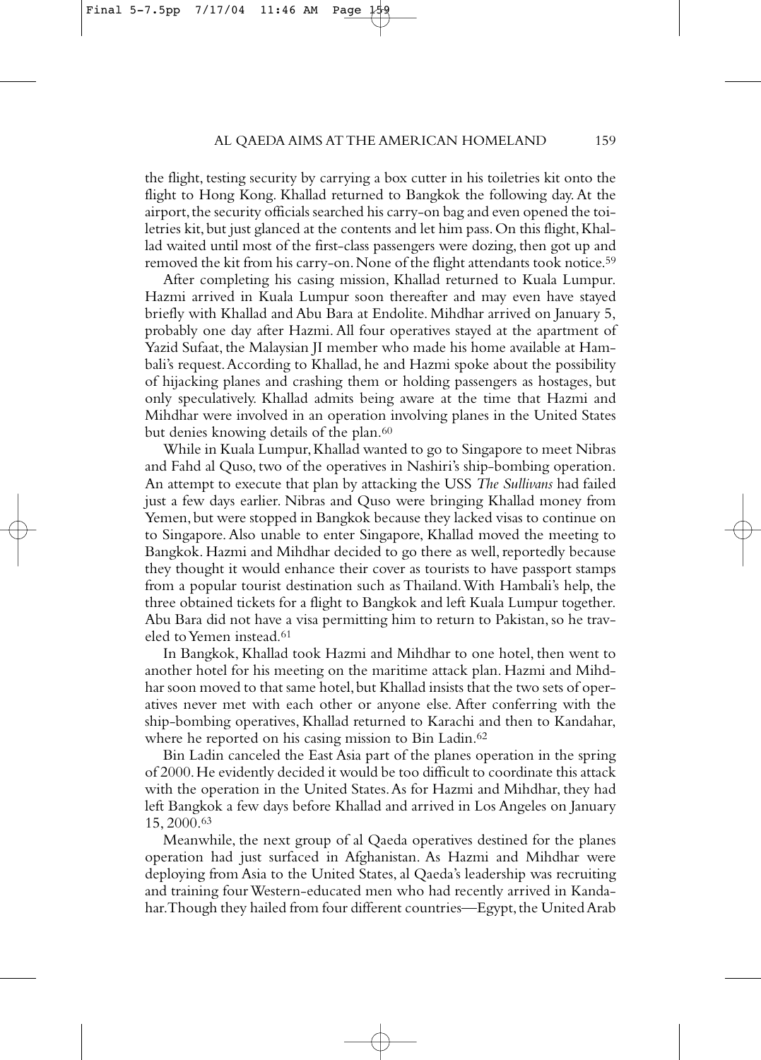the flight, testing security by carrying a box cutter in his toiletries kit onto the flight to Hong Kong. Khallad returned to Bangkok the following day. At the airport, the security officials searched his carry-on bag and even opened the toiletries kit, but just glanced at the contents and let him pass. On this flight, Khallad waited until most of the first-class passengers were dozing, then got up and removed the kit from his carry-on. None of the flight attendants took notice.[59]

After completing his casing mission, Khallad returned to Kuala Lumpur. Hazmi arrived in Kuala Lumpur soon thereafter and may even have stayed briefly with Khallad and Abu Bara at Endolite. Mihdhar arrived on January 5, probably one day after Hazmi. All four operatives stayed at the apartment of Yazid Sufaat, the Malaysian JI member who made his home available at Hambali's request. According to Khallad, he and Hazmi spoke about the possibility of hijacking planes and crashing them or holding passengers as hostages, but only speculatively. Khallad admits being aware at the time that Hazmi and Mihdhar were involved in an operation involving planes in the United States but denies knowing details of the plan.[60]

While in Kuala Lumpur, Khallad wanted to go to Singapore to meet Nibras and Fahd al Quso, two of the operatives in Nashiri's ship-bombing operation. An attempt to execute that plan by attacking the USS *The Sullivans* had failed just a few days earlier. Nibras and Quso were bringing Khallad money from Yemen, but were stopped in Bangkok because they lacked visas to continue on to Singapore. Also unable to enter Singapore, Khallad moved the meeting to Bangkok. Hazmi and Mihdhar decided to go there as well, reportedly because they thought it would enhance their cover as tourists to have passport stamps from a popular tourist destination such as Thailand. With Hambali's help, the three obtained tickets for a flight to Bangkok and left Kuala Lumpur together. Abu Bara did not have a visa permitting him to return to Pakistan, so he traveled to Yemen instead.[61]

In Bangkok, Khallad took Hazmi and Mihdhar to one hotel, then went to another hotel for his meeting on the maritime attack plan. Hazmi and Mihdhar soon moved to that same hotel, but Khallad insists that the two sets of operatives never met with each other or anyone else. After conferring with the ship-bombing operatives, Khallad returned to Karachi and then to Kandahar, where he reported on his casing mission to Bin Ladin.[62]

Bin Ladin canceled the East Asia part of the planes operation in the spring of 2000. He evidently decided it would be too difficult to coordinate this attack with the operation in the United States. As for Hazmi and Mihdhar, they had left Bangkok a few days before Khallad and arrived in Los Angeles on January 15, 2000.[63]

Meanwhile, the next group of al Qaeda operatives destined for the planes operation had just surfaced in Afghanistan. As Hazmi and Mihdhar were deploying from Asia to the United States, al Qaeda's leadership was recruiting and training four Western-educated men who had recently arrived in Kandahar. Though they hailed from four different countries—Egypt, the United Arab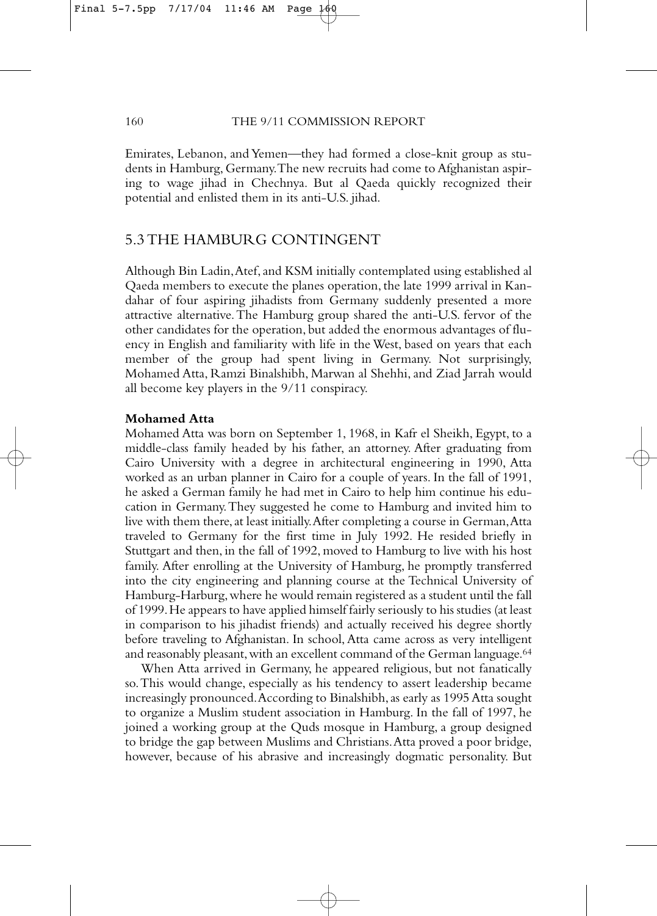Emirates, Lebanon, and Yemen—they had formed a close-knit group as students in Hamburg, Germany. The new recruits had come to Afghanistan aspiring to wage jihad in Chechnya. But al Qaeda quickly recognized their potential and enlisted them in its anti-U.S. jihad.

## 5.3 THE HAMBURG CONTINGENT

Although Bin Ladin, Atef, and KSM initially contemplated using established al Qaeda members to execute the planes operation, the late 1999 arrival in Kandahar of four aspiring jihadists from Germany suddenly presented a more attractive alternative. The Hamburg group shared the anti-U.S. fervor of the other candidates for the operation, but added the enormous advantages of fluency in English and familiarity with life in the West, based on years that each member of the group had spent living in Germany. Not surprisingly, Mohamed Atta, Ramzi Binalshibh, Marwan al Shehhi, and Ziad Jarrah would all become key players in the 9/11 conspiracy.

**Mohamed Atta**

Mohamed Atta was born on September 1, 1968, in Kafr el Sheikh, Egypt, to a middle-class family headed by his father, an attorney. After graduating from Cairo University with a degree in architectural engineering in 1990, Atta worked as an urban planner in Cairo for a couple of years. In the fall of 1991, he asked a German family he had met in Cairo to help him continue his education in Germany. They suggested he come to Hamburg and invited him to live with them there, at least initially. After completing a course in German, Atta traveled to Germany for the first time in July 1992. He resided briefly in Stuttgart and then, in the fall of 1992, moved to Hamburg to live with his host family. After enrolling at the University of Hamburg, he promptly transferred into the city engineering and planning course at the Technical University of Hamburg-Harburg, where he would remain registered as a student until the fall of 1999. He appears to have applied himself fairly seriously to his studies (at least in comparison to his jihadist friends) and actually received his degree shortly before traveling to Afghanistan. In school, Atta came across as very intelligent and reasonably pleasant, with an excellent command of the German language.[64]

When Atta arrived in Germany, he appeared religious, but not fanatically so. This would change, especially as his tendency to assert leadership became increasingly pronounced. According to Binalshibh, as early as 1995 Atta sought to organize a Muslim student association in Hamburg. In the fall of 1997, he joined a working group at the Quds mosque in Hamburg, a group designed to bridge the gap between Muslims and Christians. Atta proved a poor bridge, however, because of his abrasive and increasingly dogmatic personality. But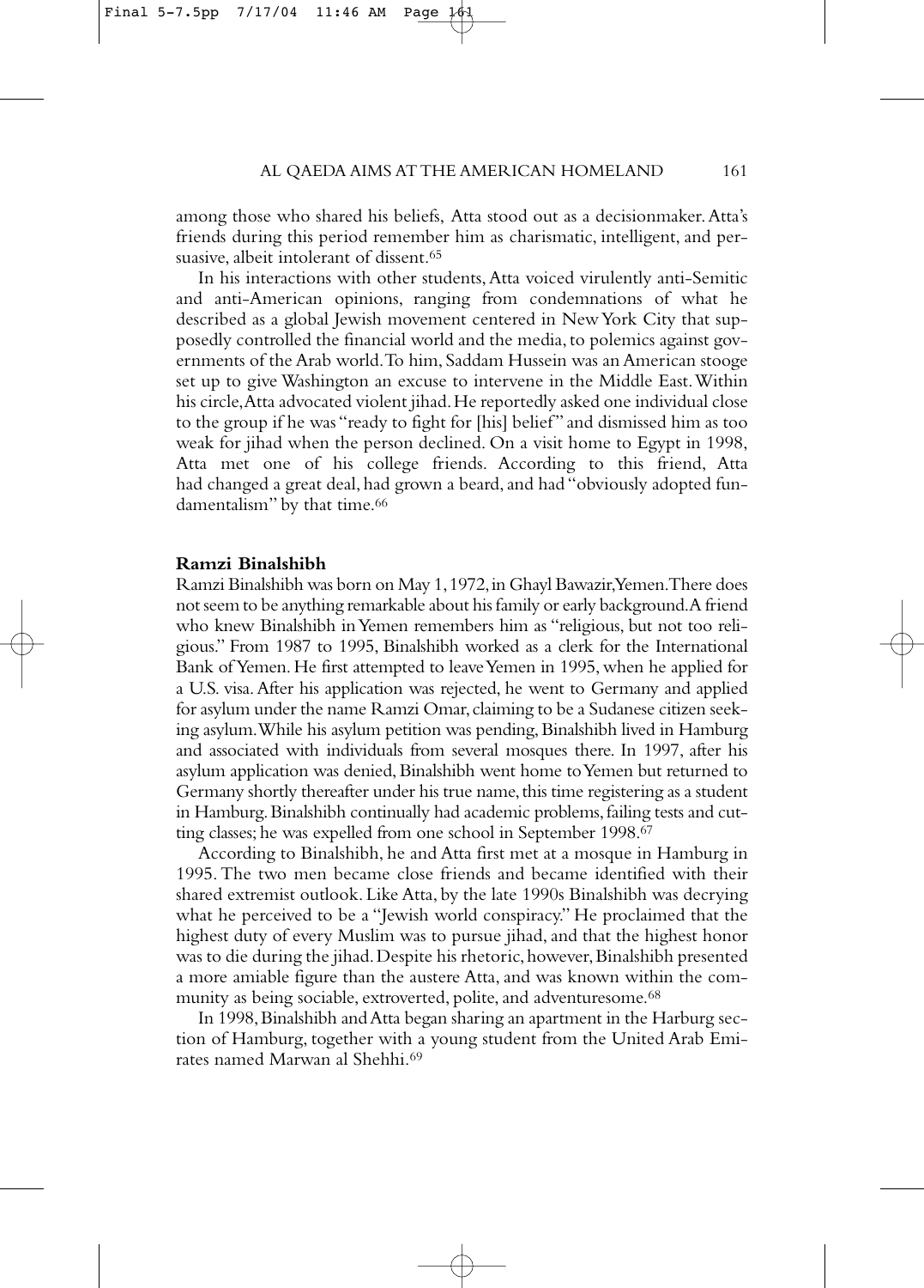among those who shared his beliefs, Atta stood out as a decisionmaker. Atta's friends during this period remember him as charismatic, intelligent, and persuasive, albeit intolerant of dissent.[65]

In his interactions with other students, Atta voiced virulently anti-Semitic and anti-American opinions, ranging from condemnations of what he described as a global Jewish movement centered in New York City that supposedly controlled the financial world and the media, to polemics against governments of the Arab world. To him, Saddam Hussein was an American stooge set up to give Washington an excuse to intervene in the Middle East. Within his circle, Atta advocated violent jihad. He reportedly asked one individual close to the group if he was "ready to fight for [his] belief" and dismissed him as too weak for jihad when the person declined. On a visit home to Egypt in 1998, Atta met one of his college friends. According to this friend, Atta had changed a great deal, had grown a beard, and had "obviously adopted fundamentalism" by that time.[66]

**Ramzi Binalshibh**

Ramzi Binalshibh was born on May 1, 1972, in Ghayl Bawazir, Yemen. There does not seem to be anything remarkable about his family or early background. A friend who knew Binalshibh in Yemen remembers him as "religious, but not too religious." From 1987 to 1995, Binalshibh worked as a clerk for the International Bank of Yemen. He first attempted to leave Yemen in 1995, when he applied for a U.S. visa. After his application was rejected, he went to Germany and applied for asylum under the name Ramzi Omar, claiming to be a Sudanese citizen seeking asylum. While his asylum petition was pending, Binalshibh lived in Hamburg and associated with individuals from several mosques there. In 1997, after his asylum application was denied, Binalshibh went home to Yemen but returned to Germany shortly thereafter under his true name, this time registering as a student in Hamburg. Binalshibh continually had academic problems, failing tests and cutting classes; he was expelled from one school in September 1998.[67]

According to Binalshibh, he and Atta first met at a mosque in Hamburg in 1995. The two men became close friends and became identified with their shared extremist outlook. Like Atta, by the late 1990s Binalshibh was decrying what he perceived to be a "Jewish world conspiracy." He proclaimed that the highest duty of every Muslim was to pursue jihad, and that the highest honor was to die during the jihad. Despite his rhetoric, however, Binalshibh presented a more amiable figure than the austere Atta, and was known within the community as being sociable, extroverted, polite, and adventuresome.[68]

In 1998, Binalshibh and Atta began sharing an apartment in the Harburg section of Hamburg, together with a young student from the United Arab Emirates named Marwan al Shehhi.[69]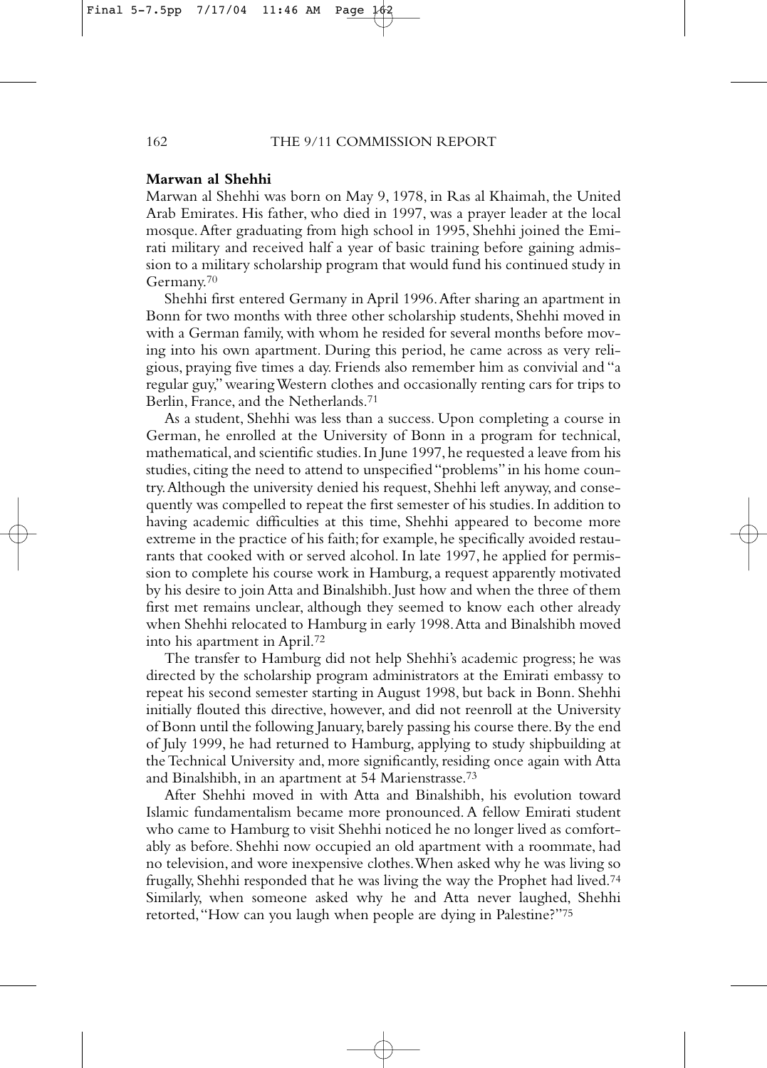**Marwan al Shehhi**

Marwan al Shehhi was born on May 9, 1978, in Ras al Khaimah, the United Arab Emirates. His father, who died in 1997, was a prayer leader at the local mosque. After graduating from high school in 1995, Shehhi joined the Emirati military and received half a year of basic training before gaining admission to a military scholarship program that would fund his continued study in Germany.[70]

Shehhi first entered Germany in April 1996. After sharing an apartment in Bonn for two months with three other scholarship students, Shehhi moved in with a German family, with whom he resided for several months before moving into his own apartment. During this period, he came across as very religious, praying five times a day. Friends also remember him as convivial and "a regular guy," wearing Western clothes and occasionally renting cars for trips to Berlin, France, and the Netherlands.[71]

As a student, Shehhi was less than a success. Upon completing a course in German, he enrolled at the University of Bonn in a program for technical, mathematical, and scientific studies. In June 1997, he requested a leave from his studies, citing the need to attend to unspecified "problems" in his home country. Although the university denied his request, Shehhi left anyway, and consequently was compelled to repeat the first semester of his studies. In addition to having academic difficulties at this time, Shehhi appeared to become more extreme in the practice of his faith; for example, he specifically avoided restaurants that cooked with or served alcohol. In late 1997, he applied for permission to complete his course work in Hamburg, a request apparently motivated by his desire to join Atta and Binalshibh. Just how and when the three of them first met remains unclear, although they seemed to know each other already when Shehhi relocated to Hamburg in early 1998. Atta and Binalshibh moved into his apartment in April.[72]

The transfer to Hamburg did not help Shehhi's academic progress; he was directed by the scholarship program administrators at the Emirati embassy to repeat his second semester starting in August 1998, but back in Bonn. Shehhi initially flouted this directive, however, and did not reenroll at the University of Bonn until the following January, barely passing his course there. By the end of July 1999, he had returned to Hamburg, applying to study shipbuilding at the Technical University and, more significantly, residing once again with Atta and Binalshibh, in an apartment at 54 Marienstrasse.[73]

After Shehhi moved in with Atta and Binalshibh, his evolution toward Islamic fundamentalism became more pronounced. A fellow Emirati student who came to Hamburg to visit Shehhi noticed he no longer lived as comfortably as before. Shehhi now occupied an old apartment with a roommate, had no television, and wore inexpensive clothes. When asked why he was living so frugally, Shehhi responded that he was living the way the Prophet had lived.[74] Similarly, when someone asked why he and Atta never laughed, Shehhi retorted, "How can you laugh when people are dying in Palestine?"[75]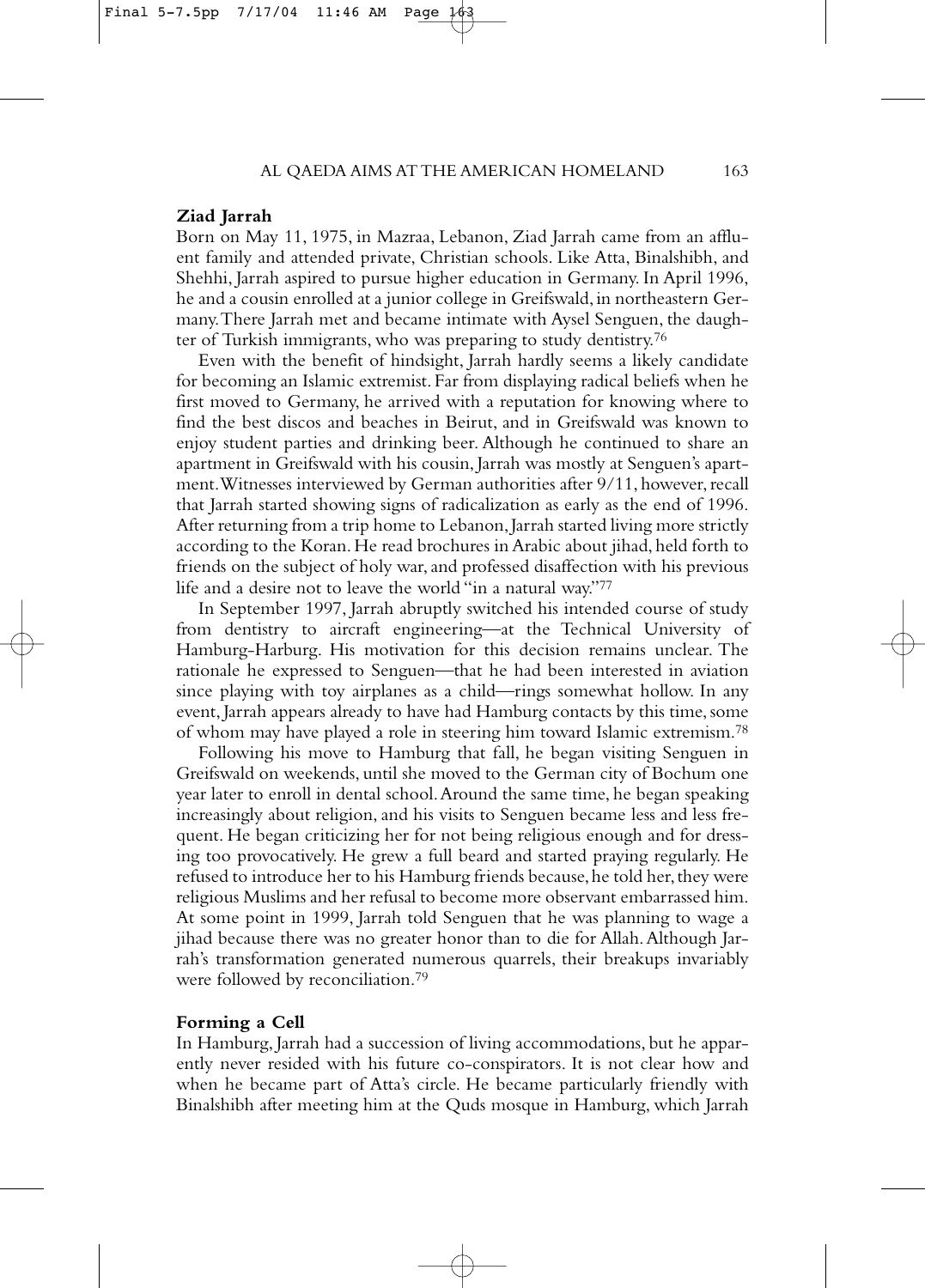### Ziad Jarrah

Born on May 11, 1975, in Mazraa, Lebanon, Ziad Jarrah came from an affluent family and attended private, Christian schools. Like Atta, Binalshibh, and Shehhi, Jarrah aspired to pursue higher education in Germany. In April 1996, he and a cousin enrolled at a junior college in Greifswald, in northeastern Germany. There Jarrah met and became intimate with Aysel Senguen, the daughter of Turkish immigrants, who was preparing to study dentistry.[76]

Even with the benefit of hindsight, Jarrah hardly seems a likely candidate for becoming an Islamic extremist. Far from displaying radical beliefs when he first moved to Germany, he arrived with a reputation for knowing where to find the best discos and beaches in Beirut, and in Greifswald was known to enjoy student parties and drinking beer. Although he continued to share an apartment in Greifswald with his cousin, Jarrah was mostly at Senguen's apartment. Witnesses interviewed by German authorities after 9/11, however, recall that Jarrah started showing signs of radicalization as early as the end of 1996. After returning from a trip home to Lebanon, Jarrah started living more strictly according to the Koran. He read brochures in Arabic about jihad, held forth to friends on the subject of holy war, and professed disaffection with his previous life and a desire not to leave the world "in a natural way."[77]

In September 1997, Jarrah abruptly switched his intended course of study from dentistry to aircraft engineering—at the Technical University of Hamburg-Harburg. His motivation for this decision remains unclear. The rationale he expressed to Senguen—that he had been interested in aviation since playing with toy airplanes as a child—rings somewhat hollow. In any event, Jarrah appears already to have had Hamburg contacts by this time, some of whom may have played a role in steering him toward Islamic extremism.[78]

Following his move to Hamburg that fall, he began visiting Senguen in Greifswald on weekends, until she moved to the German city of Bochum one year later to enroll in dental school. Around the same time, he began speaking increasingly about religion, and his visits to Senguen became less and less frequent. He began criticizing her for not being religious enough and for dressing too provocatively. He grew a full beard and started praying regularly. He refused to introduce her to his Hamburg friends because, he told her, they were religious Muslims and her refusal to become more observant embarrassed him. At some point in 1999, Jarrah told Senguen that he was planning to wage a jihad because there was no greater honor than to die for Allah. Although Jarrah's transformation generated numerous quarrels, their breakups invariably were followed by reconciliation.[79]

### Forming a Cell

In Hamburg, Jarrah had a succession of living accommodations, but he apparently never resided with his future co-conspirators. It is not clear how and when he became part of Atta's circle. He became particularly friendly with Binalshibh after meeting him at the Quds mosque in Hamburg, which Jarrah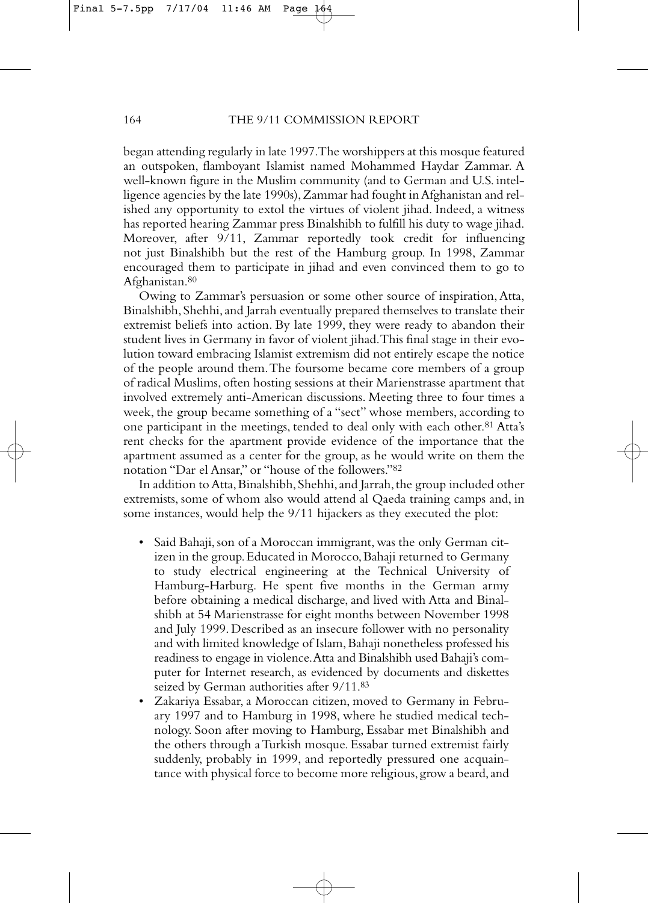began attending regularly in late 1997. The worshippers at this mosque featured an outspoken, flamboyant Islamist named Mohammed Haydar Zammar. A well-known figure in the Muslim community (and to German and U.S. intelligence agencies by the late 1990s), Zammar had fought in Afghanistan and relished any opportunity to extol the virtues of violent jihad. Indeed, a witness has reported hearing Zammar press Binalshibh to fulfill his duty to wage jihad. Moreover, after 9/11, Zammar reportedly took credit for influencing not just Binalshibh but the rest of the Hamburg group. In 1998, Zammar encouraged them to participate in jihad and even convinced them to go to Afghanistan.[80]

Owing to Zammar's persuasion or some other source of inspiration, Atta, Binalshibh, Shehhi, and Jarrah eventually prepared themselves to translate their extremist beliefs into action. By late 1999, they were ready to abandon their student lives in Germany in favor of violent jihad. This final stage in their evolution toward embracing Islamist extremism did not entirely escape the notice of the people around them. The foursome became core members of a group of radical Muslims, often hosting sessions at their Marienstrasse apartment that involved extremely anti-American discussions. Meeting three to four times a week, the group became something of a "sect" whose members, according to one participant in the meetings, tended to deal only with each other.[81] Atta's rent checks for the apartment provide evidence of the importance that the apartment assumed as a center for the group, as he would write on them the notation "Dar el Ansar," or "house of the followers."[82]

In addition to Atta, Binalshibh, Shehhi, and Jarrah, the group included other extremists, some of whom also would attend al Qaeda training camps and, in some instances, would help the 9/11 hijackers as they executed the plot:

- Said Bahaji, son of a Moroccan immigrant, was the only German citizen in the group. Educated in Morocco, Bahaji returned to Germany to study electrical engineering at the Technical University of Hamburg-Harburg. He spent five months in the German army before obtaining a medical discharge, and lived with Atta and Binalshibh at 54 Marienstrasse for eight months between November 1998 and July 1999. Described as an insecure follower with no personality and with limited knowledge of Islam, Bahaji nonetheless professed his readiness to engage in violence. Atta and Binalshibh used Bahaji's computer for Internet research, as evidenced by documents and diskettes seized by German authorities after 9/11.[83]
- Zakariya Essabar, a Moroccan citizen, moved to Germany in February 1997 and to Hamburg in 1998, where he studied medical technology. Soon after moving to Hamburg, Essabar met Binalshibh and the others through a Turkish mosque. Essabar turned extremist fairly suddenly, probably in 1999, and reportedly pressured one acquaintance with physical force to become more religious, grow a beard, and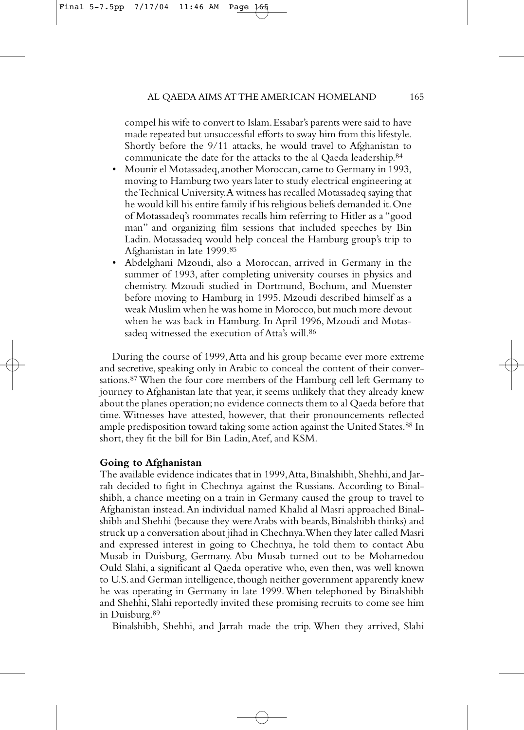compel his wife to convert to Islam. Essabar's parents were said to have made repeated but unsuccessful efforts to sway him from this lifestyle. Shortly before the 9/11 attacks, he would travel to Afghanistan to communicate the date for the attacks to the al Qaeda leadership.[84]

- Mounir el Motassadeq, another Moroccan, came to Germany in 1993, moving to Hamburg two years later to study electrical engineering at the Technical University. A witness has recalled Motassadeq saying that he would kill his entire family if his religious beliefs demanded it. One of Motassadeq's roommates recalls him referring to Hitler as a "good man" and organizing film sessions that included speeches by Bin Ladin. Motassadeq would help conceal the Hamburg group's trip to Afghanistan in late 1999.[85]
- Abdelghani Mzoudi, also a Moroccan, arrived in Germany in the summer of 1993, after completing university courses in physics and chemistry. Mzoudi studied in Dortmund, Bochum, and Muenster before moving to Hamburg in 1995. Mzoudi described himself as a weak Muslim when he was home in Morocco, but much more devout when he was back in Hamburg. In April 1996, Mzoudi and Motassadeq witnessed the execution of Atta's will.[86]

During the course of 1999, Atta and his group became ever more extreme and secretive, speaking only in Arabic to conceal the content of their conversations.[87] When the four core members of the Hamburg cell left Germany to journey to Afghanistan late that year, it seems unlikely that they already knew about the planes operation; no evidence connects them to al Qaeda before that time. Witnesses have attested, however, that their pronouncements reflected ample predisposition toward taking some action against the United States.[88] In short, they fit the bill for Bin Ladin, Atef, and KSM.

**Going to Afghanistan**

The available evidence indicates that in 1999, Atta, Binalshibh, Shehhi, and Jarrah decided to fight in Chechnya against the Russians. According to Binalshibh, a chance meeting on a train in Germany caused the group to travel to Afghanistan instead. An individual named Khalid al Masri approached Binalshibh and Shehhi (because they were Arabs with beards, Binalshibh thinks) and struck up a conversation about jihad in Chechnya. When they later called Masri and expressed interest in going to Chechnya, he told them to contact Abu Musab in Duisburg, Germany. Abu Musab turned out to be Mohamedou Ould Slahi, a significant al Qaeda operative who, even then, was well known to U.S. and German intelligence, though neither government apparently knew he was operating in Germany in late 1999. When telephoned by Binalshibh and Shehhi, Slahi reportedly invited these promising recruits to come see him in Duisburg.[89]

Binalshibh, Shehhi, and Jarrah made the trip. When they arrived, Slahi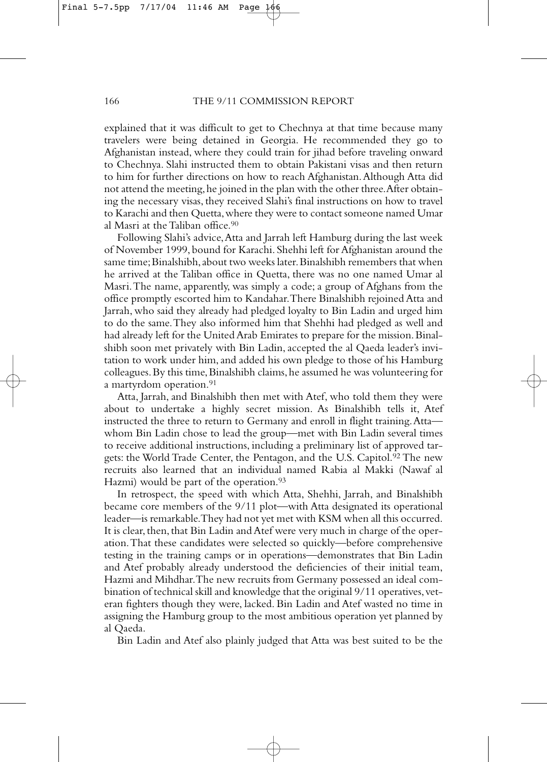explained that it was difficult to get to Chechnya at that time because many travelers were being detained in Georgia. He recommended they go to Afghanistan instead, where they could train for jihad before traveling onward to Chechnya. Slahi instructed them to obtain Pakistani visas and then return to him for further directions on how to reach Afghanistan. Although Atta did not attend the meeting, he joined in the plan with the other three. After obtaining the necessary visas, they received Slahi's final instructions on how to travel to Karachi and then Quetta, where they were to contact someone named Umar al Masri at the Taliban office.[90]

Following Slahi's advice, Atta and Jarrah left Hamburg during the last week of November 1999, bound for Karachi. Shehhi left for Afghanistan around the same time; Binalshibh, about two weeks later. Binalshibh remembers that when he arrived at the Taliban office in Quetta, there was no one named Umar al Masri. The name, apparently, was simply a code; a group of Afghans from the office promptly escorted him to Kandahar. There Binalshibh rejoined Atta and Jarrah, who said they already had pledged loyalty to Bin Ladin and urged him to do the same. They also informed him that Shehhi had pledged as well and had already left for the United Arab Emirates to prepare for the mission. Binalshibh soon met privately with Bin Ladin, accepted the al Qaeda leader's invitation to work under him, and added his own pledge to those of his Hamburg colleagues. By this time, Binalshibh claims, he assumed he was volunteering for a martyrdom operation.[91]

Atta, Jarrah, and Binalshibh then met with Atef, who told them they were about to undertake a highly secret mission. As Binalshibh tells it, Atef instructed the three to return to Germany and enroll in flight training. Atta—whom Bin Ladin chose to lead the group—met with Bin Ladin several times to receive additional instructions, including a preliminary list of approved targets: the World Trade Center, the Pentagon, and the U.S. Capitol.[92] The new recruits also learned that an individual named Rabia al Makki (Nawaf al Hazmi) would be part of the operation.[93]

In retrospect, the speed with which Atta, Shehhi, Jarrah, and Binalshibh became core members of the 9/11 plot—with Atta designated its operational leader—is remarkable. They had not yet met with KSM when all this occurred. It is clear, then, that Bin Ladin and Atef were very much in charge of the operation. That these candidates were selected so quickly—before comprehensive testing in the training camps or in operations—demonstrates that Bin Ladin and Atef probably already understood the deficiencies of their initial team, Hazmi and Mihdhar. The new recruits from Germany possessed an ideal combination of technical skill and knowledge that the original 9/11 operatives, veteran fighters though they were, lacked. Bin Ladin and Atef wasted no time in assigning the Hamburg group to the most ambitious operation yet planned by al Qaeda.

Bin Ladin and Atef also plainly judged that Atta was best suited to be the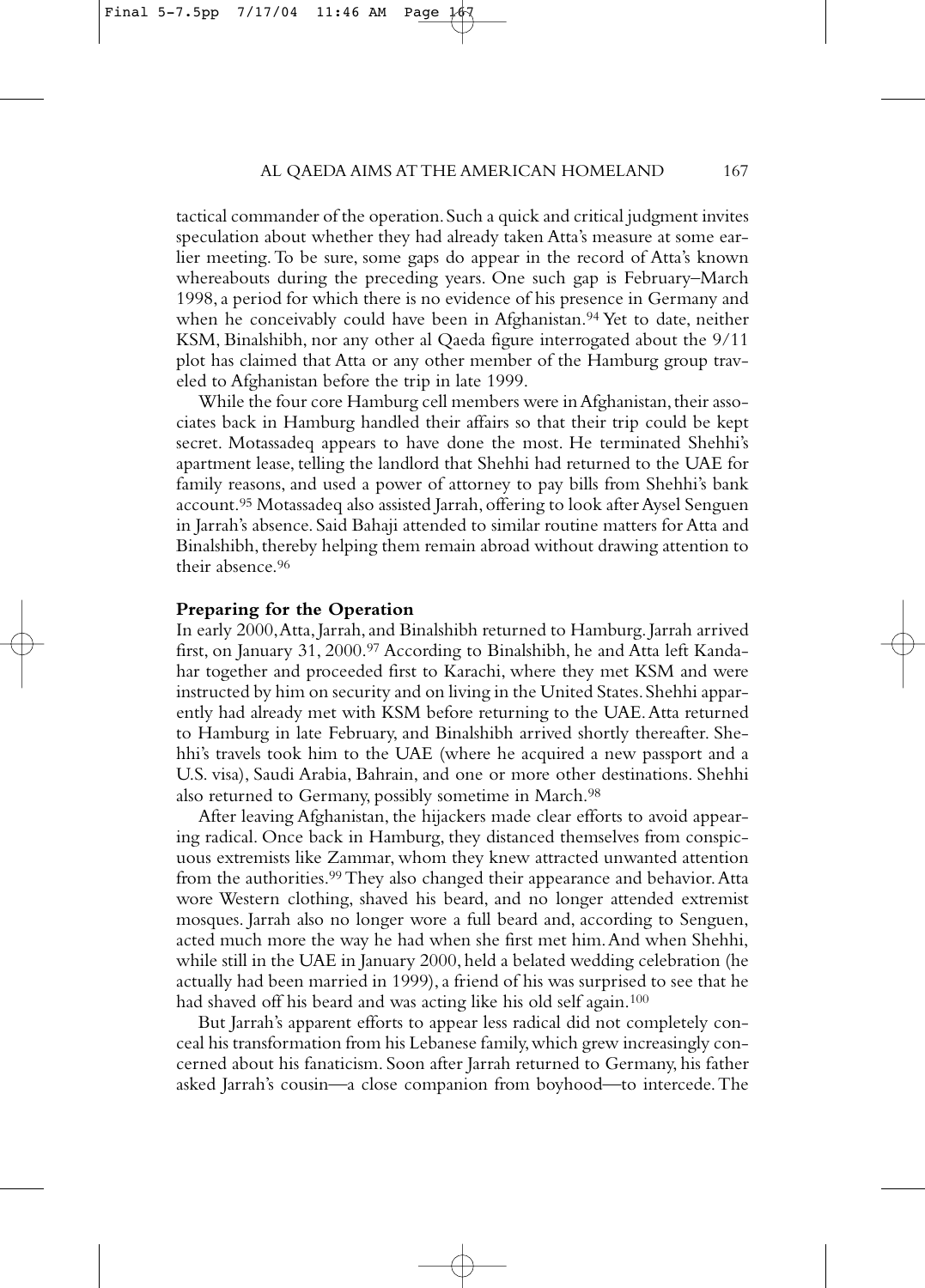tactical commander of the operation. Such a quick and critical judgment invites speculation about whether they had already taken Atta's measure at some earlier meeting. To be sure, some gaps do appear in the record of Atta's known whereabouts during the preceding years. One such gap is February–March 1998, a period for which there is no evidence of his presence in Germany and when he conceivably could have been in Afghanistan.[94] Yet to date, neither KSM, Binalshibh, nor any other al Qaeda figure interrogated about the 9/11 plot has claimed that Atta or any other member of the Hamburg group traveled to Afghanistan before the trip in late 1999.

While the four core Hamburg cell members were in Afghanistan, their associates back in Hamburg handled their affairs so that their trip could be kept secret. Motassadeq appears to have done the most. He terminated Shehhi's apartment lease, telling the landlord that Shehhi had returned to the UAE for family reasons, and used a power of attorney to pay bills from Shehhi's bank account.[95] Motassadeq also assisted Jarrah, offering to look after Aysel Senguen in Jarrah's absence. Said Bahaji attended to similar routine matters for Atta and Binalshibh, thereby helping them remain abroad without drawing attention to their absence.[96]

## Preparing for the Operation

In early 2000, Atta, Jarrah, and Binalshibh returned to Hamburg. Jarrah arrived first, on January 31, 2000.[97] According to Binalshibh, he and Atta left Kandahar together and proceeded first to Karachi, where they met KSM and were instructed by him on security and on living in the United States. Shehhi apparently had already met with KSM before returning to the UAE. Atta returned to Hamburg in late February, and Binalshibh arrived shortly thereafter. Shehhi's travels took him to the UAE (where he acquired a new passport and a U.S. visa), Saudi Arabia, Bahrain, and one or more other destinations. Shehhi also returned to Germany, possibly sometime in March.[98]

After leaving Afghanistan, the hijackers made clear efforts to avoid appearing radical. Once back in Hamburg, they distanced themselves from conspicuous extremists like Zammar, whom they knew attracted unwanted attention from the authorities.[99] They also changed their appearance and behavior. Atta wore Western clothing, shaved his beard, and no longer attended extremist mosques. Jarrah also no longer wore a full beard and, according to Senguen, acted much more the way he had when she first met him. And when Shehhi, while still in the UAE in January 2000, held a belated wedding celebration (he actually had been married in 1999), a friend of his was surprised to see that he had shaved off his beard and was acting like his old self again.[100]

But Jarrah's apparent efforts to appear less radical did not completely conceal his transformation from his Lebanese family, which grew increasingly concerned about his fanaticism. Soon after Jarrah returned to Germany, his father asked Jarrah's cousin—a close companion from boyhood—to intercede. The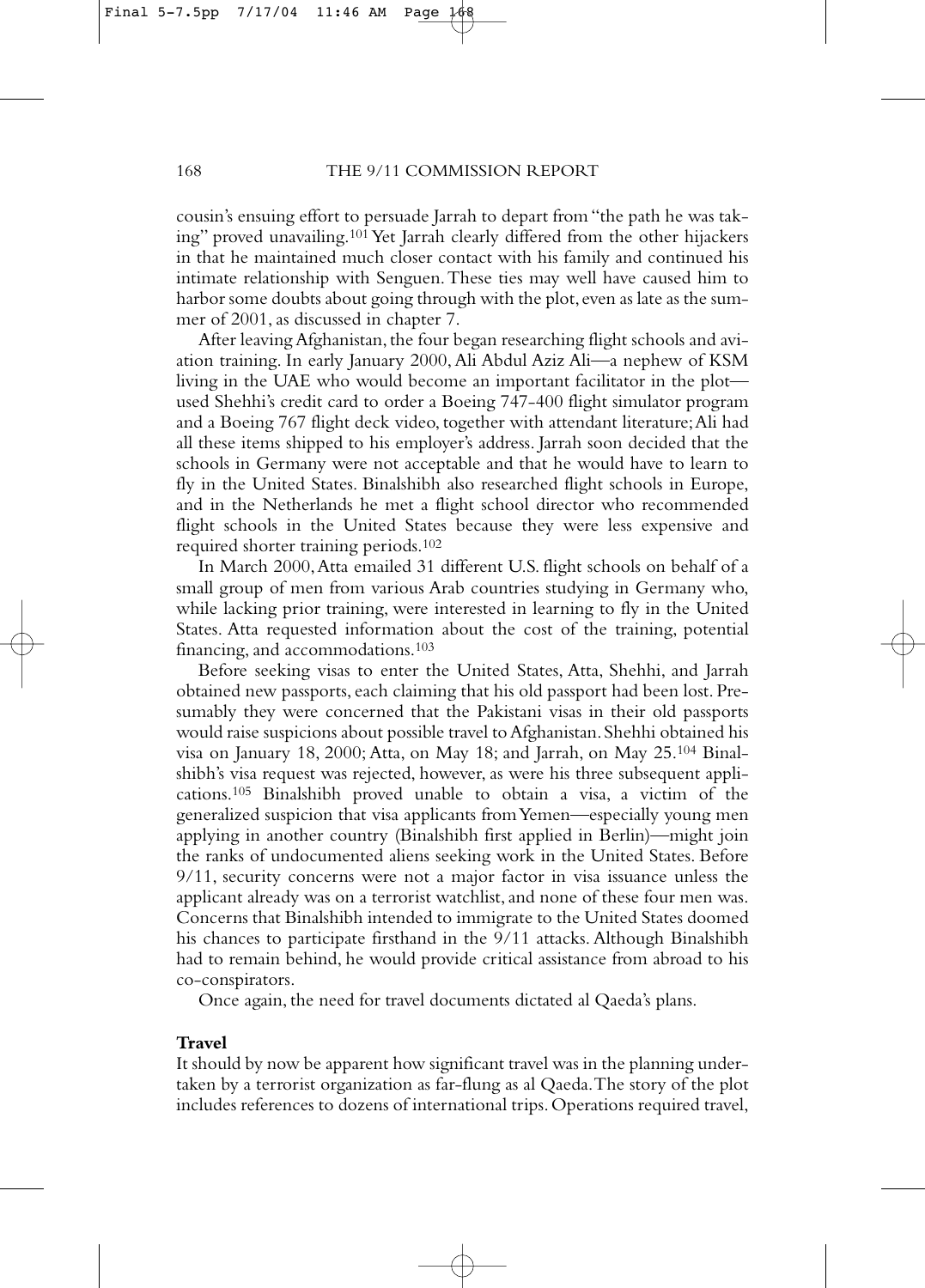cousin's ensuing effort to persuade Jarrah to depart from "the path he was taking" proved unavailing.[101] Yet Jarrah clearly differed from the other hijackers in that he maintained much closer contact with his family and continued his intimate relationship with Senguen. These ties may well have caused him to harbor some doubts about going through with the plot, even as late as the summer of 2001, as discussed in chapter 7.

After leaving Afghanistan, the four began researching flight schools and aviation training. In early January 2000, Ali Abdul Aziz Ali—a nephew of KSM living in the UAE who would become an important facilitator in the plot—used Shehhi's credit card to order a Boeing 747-400 flight simulator program and a Boeing 767 flight deck video, together with attendant literature; Ali had all these items shipped to his employer's address. Jarrah soon decided that the schools in Germany were not acceptable and that he would have to learn to fly in the United States. Binalshibh also researched flight schools in Europe, and in the Netherlands he met a flight school director who recommended flight schools in the United States because they were less expensive and required shorter training periods.[102]

In March 2000, Atta emailed 31 different U.S. flight schools on behalf of a small group of men from various Arab countries studying in Germany who, while lacking prior training, were interested in learning to fly in the United States. Atta requested information about the cost of the training, potential financing, and accommodations.[103]

Before seeking visas to enter the United States, Atta, Shehhi, and Jarrah obtained new passports, each claiming that his old passport had been lost. Presumably they were concerned that the Pakistani visas in their old passports would raise suspicions about possible travel to Afghanistan. Shehhi obtained his visa on January 18, 2000; Atta, on May 18; and Jarrah, on May 25.[104] Binalshibh's visa request was rejected, however, as were his three subsequent applications.[105] Binalshibh proved unable to obtain a visa, a victim of the generalized suspicion that visa applicants from Yemen—especially young men applying in another country (Binalshibh first applied in Berlin)—might join the ranks of undocumented aliens seeking work in the United States. Before 9/11, security concerns were not a major factor in visa issuance unless the applicant already was on a terrorist watchlist, and none of these four men was. Concerns that Binalshibh intended to immigrate to the United States doomed his chances to participate firsthand in the 9/11 attacks. Although Binalshibh had to remain behind, he would provide critical assistance from abroad to his co-conspirators.

Once again, the need for travel documents dictated al Qaeda's plans.

**Travel**

It should by now be apparent how significant travel was in the planning undertaken by a terrorist organization as far-flung as al Qaeda. The story of the plot includes references to dozens of international trips. Operations required travel,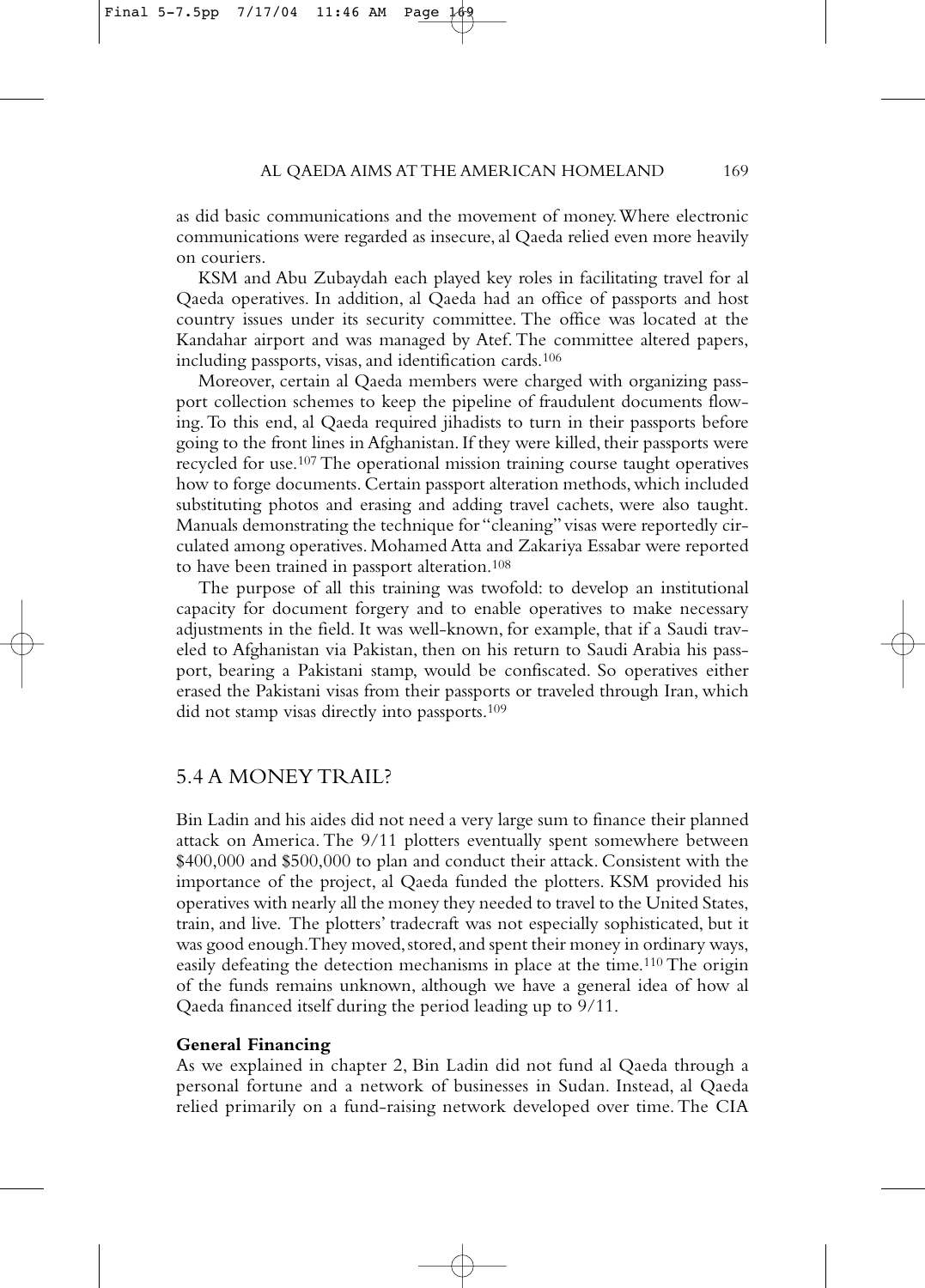as did basic communications and the movement of money. Where electronic communications were regarded as insecure, al Qaeda relied even more heavily on couriers.

KSM and Abu Zubaydah each played key roles in facilitating travel for al Qaeda operatives. In addition, al Qaeda had an office of passports and host country issues under its security committee. The office was located at the Kandahar airport and was managed by Atef. The committee altered papers, including passports, visas, and identification cards.[106]

Moreover, certain al Qaeda members were charged with organizing passport collection schemes to keep the pipeline of fraudulent documents flowing. To this end, al Qaeda required jihadists to turn in their passports before going to the front lines in Afghanistan. If they were killed, their passports were recycled for use.[107] The operational mission training course taught operatives how to forge documents. Certain passport alteration methods, which included substituting photos and erasing and adding travel cachets, were also taught. Manuals demonstrating the technique for "cleaning" visas were reportedly circulated among operatives. Mohamed Atta and Zakariya Essabar were reported to have been trained in passport alteration.[108]

The purpose of all this training was twofold: to develop an institutional capacity for document forgery and to enable operatives to make necessary adjustments in the field. It was well-known, for example, that if a Saudi traveled to Afghanistan via Pakistan, then on his return to Saudi Arabia his passport, bearing a Pakistani stamp, would be confiscated. So operatives either erased the Pakistani visas from their passports or traveled through Iran, which did not stamp visas directly into passports.[109]

## 5.4 A MONEY TRAIL?

Bin Ladin and his aides did not need a very large sum to finance their planned attack on America. The 9/11 plotters eventually spent somewhere between $400,000 and $500,000 to plan and conduct their attack. Consistent with the importance of the project, al Qaeda funded the plotters. KSM provided his operatives with nearly all the money they needed to travel to the United States, train, and live. The plotters' tradecraft was not especially sophisticated, but it was good enough. They moved, stored, and spent their money in ordinary ways, easily defeating the detection mechanisms in place at the time.[110] The origin of the funds remains unknown, although we have a general idea of how al Qaeda financed itself during the period leading up to 9/11.

### General Financing

As we explained in chapter 2, Bin Ladin did not fund al Qaeda through a personal fortune and a network of businesses in Sudan. Instead, al Qaeda relied primarily on a fund-raising network developed over time. The CIA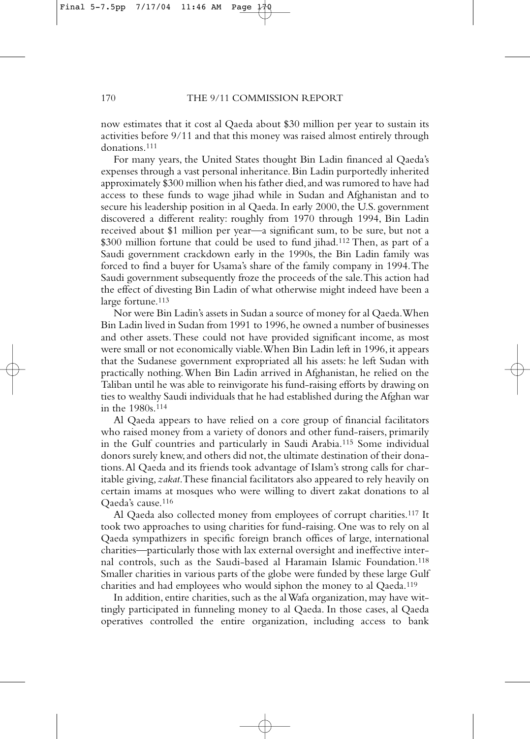now estimates that it cost al Qaeda about $30 million per year to sustain its activities before 9/11 and that this money was raised almost entirely through donations.[111]

For many years, the United States thought Bin Ladin financed al Qaeda's expenses through a vast personal inheritance. Bin Ladin purportedly inherited approximately $300 million when his father died, and was rumored to have had access to these funds to wage jihad while in Sudan and Afghanistan and to secure his leadership position in al Qaeda. In early 2000, the U.S. government discovered a different reality: roughly from 1970 through 1994, Bin Ladin received about $1 million per year—a significant sum, to be sure, but not a $300 million fortune that could be used to fund jihad.[112] Then, as part of a Saudi government crackdown early in the 1990s, the Bin Ladin family was forced to find a buyer for Usama's share of the family company in 1994. The Saudi government subsequently froze the proceeds of the sale. This action had the effect of divesting Bin Ladin of what otherwise might indeed have been a large fortune.[113]

Nor were Bin Ladin's assets in Sudan a source of money for al Qaeda. When Bin Ladin lived in Sudan from 1991 to 1996, he owned a number of businesses and other assets. These could not have provided significant income, as most were small or not economically viable. When Bin Ladin left in 1996, it appears that the Sudanese government expropriated all his assets: he left Sudan with practically nothing. When Bin Ladin arrived in Afghanistan, he relied on the Taliban until he was able to reinvigorate his fund-raising efforts by drawing on ties to wealthy Saudi individuals that he had established during the Afghan war in the 1980s.[114]

Al Qaeda appears to have relied on a core group of financial facilitators who raised money from a variety of donors and other fund-raisers, primarily in the Gulf countries and particularly in Saudi Arabia.[115] Some individual donors surely knew, and others did not, the ultimate destination of their donations. Al Qaeda and its friends took advantage of Islam's strong calls for charitable giving, *zakat*. These financial facilitators also appeared to rely heavily on certain imams at mosques who were willing to divert zakat donations to al Qaeda's cause.[116]

Al Qaeda also collected money from employees of corrupt charities.[117] It took two approaches to using charities for fund-raising. One was to rely on al Qaeda sympathizers in specific foreign branch offices of large, international charities—particularly those with lax external oversight and ineffective internal controls, such as the Saudi-based al Haramain Islamic Foundation.[118] Smaller charities in various parts of the globe were funded by these large Gulf charities and had employees who would siphon the money to al Qaeda.[119]

In addition, entire charities, such as the al Wafa organization, may have wittingly participated in funneling money to al Qaeda. In those cases, al Qaeda operatives controlled the entire organization, including access to bank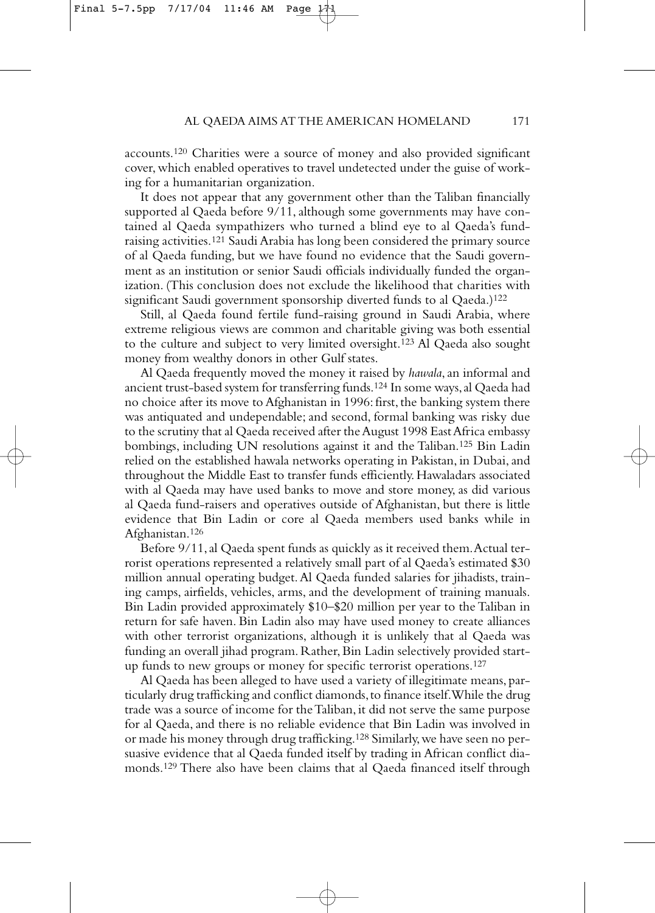accounts.[120] Charities were a source of money and also provided significant cover, which enabled operatives to travel undetected under the guise of working for a humanitarian organization.

It does not appear that any government other than the Taliban financially supported al Qaeda before 9/11, although some governments may have contained al Qaeda sympathizers who turned a blind eye to al Qaeda's fund-raising activities.[121] Saudi Arabia has long been considered the primary source of al Qaeda funding, but we have found no evidence that the Saudi government as an institution or senior Saudi officials individually funded the organization. (This conclusion does not exclude the likelihood that charities with significant Saudi government sponsorship diverted funds to al Qaeda.)[122]

Still, al Qaeda found fertile fund-raising ground in Saudi Arabia, where extreme religious views are common and charitable giving was both essential to the culture and subject to very limited oversight.[123] Al Qaeda also sought money from wealthy donors in other Gulf states.

Al Qaeda frequently moved the money it raised by *hawala*, an informal and ancient trust-based system for transferring funds.[124] In some ways, al Qaeda had no choice after its move to Afghanistan in 1996: first, the banking system there was antiquated and undependable; and second, formal banking was risky due to the scrutiny that al Qaeda received after the August 1998 East Africa embassy bombings, including UN resolutions against it and the Taliban.[125] Bin Ladin relied on the established hawala networks operating in Pakistan, in Dubai, and throughout the Middle East to transfer funds efficiently. Hawaladars associated with al Qaeda may have used banks to move and store money, as did various al Qaeda fund-raisers and operatives outside of Afghanistan, but there is little evidence that Bin Ladin or core al Qaeda members used banks while in Afghanistan.[126]

Before 9/11, al Qaeda spent funds as quickly as it received them. Actual terrorist operations represented a relatively small part of al Qaeda's estimated $30 million annual operating budget. Al Qaeda funded salaries for jihadists, training camps, airfields, vehicles, arms, and the development of training manuals. Bin Ladin provided approximately $10–$20 million per year to the Taliban in return for safe haven. Bin Ladin also may have used money to create alliances with other terrorist organizations, although it is unlikely that al Qaeda was funding an overall jihad program. Rather, Bin Ladin selectively provided start-up funds to new groups or money for specific terrorist operations.[127]

Al Qaeda has been alleged to have used a variety of illegitimate means, particularly drug trafficking and conflict diamonds, to finance itself. While the drug trade was a source of income for the Taliban, it did not serve the same purpose for al Qaeda, and there is no reliable evidence that Bin Ladin was involved in or made his money through drug trafficking.[128] Similarly, we have seen no persuasive evidence that al Qaeda funded itself by trading in African conflict diamonds.[129] There also have been claims that al Qaeda financed itself through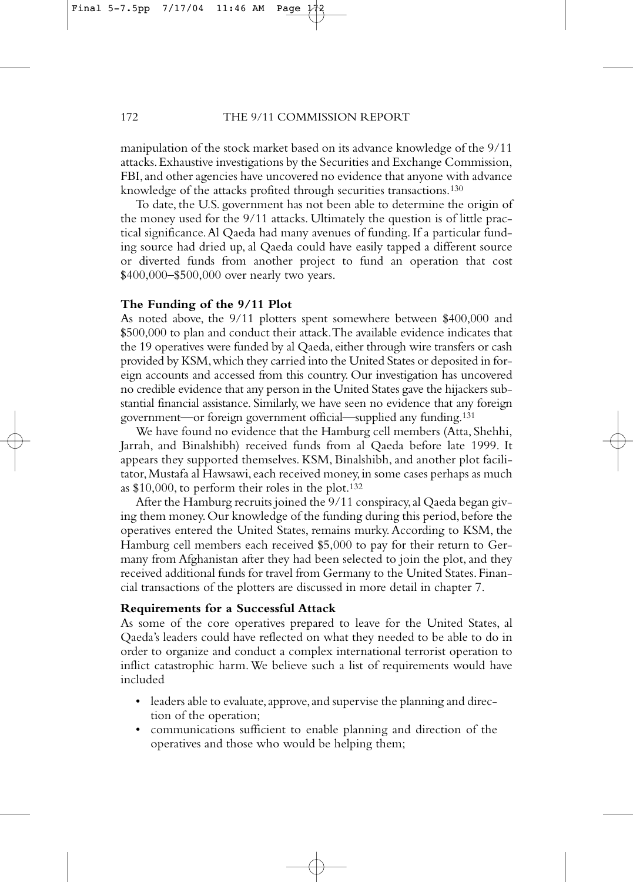manipulation of the stock market based on its advance knowledge of the 9/11 attacks. Exhaustive investigations by the Securities and Exchange Commission, FBI, and other agencies have uncovered no evidence that anyone with advance knowledge of the attacks profited through securities transactions.[130]

To date, the U.S. government has not been able to determine the origin of the money used for the 9/11 attacks. Ultimately the question is of little practical significance. Al Qaeda had many avenues of funding. If a particular funding source had dried up, al Qaeda could have easily tapped a different source or diverted funds from another project to fund an operation that cost $400,000–$500,000 over nearly two years.

**The Funding of the 9/11 Plot**

As noted above, the 9/11 plotters spent somewhere between $400,000 and $500,000 to plan and conduct their attack. The available evidence indicates that the 19 operatives were funded by al Qaeda, either through wire transfers or cash provided by KSM, which they carried into the United States or deposited in foreign accounts and accessed from this country. Our investigation has uncovered no credible evidence that any person in the United States gave the hijackers substantial financial assistance. Similarly, we have seen no evidence that any foreign government—or foreign government official—supplied any funding.[131]

We have found no evidence that the Hamburg cell members (Atta, Shehhi, Jarrah, and Binalshibh) received funds from al Qaeda before late 1999. It appears they supported themselves. KSM, Binalshibh, and another plot facilitator, Mustafa al Hawsawi, each received money, in some cases perhaps as much as $10,000, to perform their roles in the plot.[132]

After the Hamburg recruits joined the 9/11 conspiracy, al Qaeda began giving them money. Our knowledge of the funding during this period, before the operatives entered the United States, remains murky. According to KSM, the Hamburg cell members each received $5,000 to pay for their return to Germany from Afghanistan after they had been selected to join the plot, and they received additional funds for travel from Germany to the United States. Financial transactions of the plotters are discussed in more detail in chapter 7.

**Requirements for a Successful Attack**

As some of the core operatives prepared to leave for the United States, al Qaeda's leaders could have reflected on what they needed to be able to do in order to organize and conduct a complex international terrorist operation to inflict catastrophic harm. We believe such a list of requirements would have included

- leaders able to evaluate, approve, and supervise the planning and direction of the operation;
- communications sufficient to enable planning and direction of the operatives and those who would be helping them;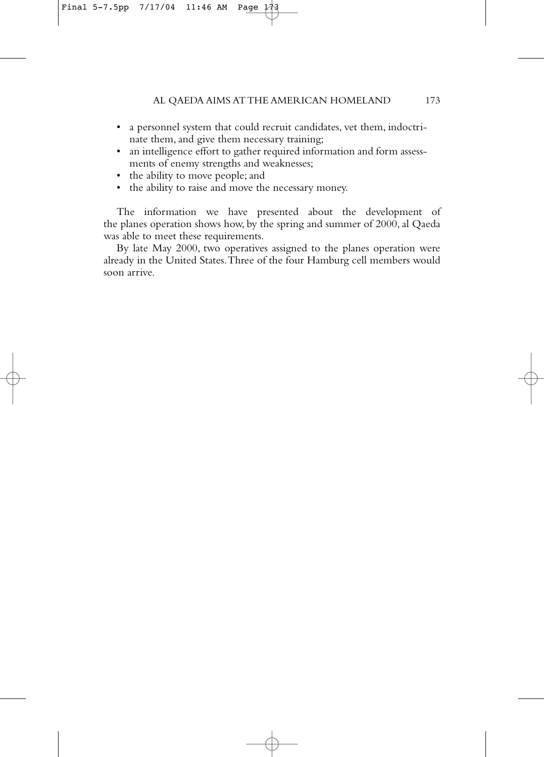- a personnel system that could recruit candidates, vet them, indoctrinate them, and give them necessary training;
- an intelligence effort to gather required information and form assessments of enemy strengths and weaknesses;
- the ability to move people; and
- the ability to raise and move the necessary money.

The information we have presented about the development of the planes operation shows how, by the spring and summer of 2000, al Qaeda was able to meet these requirements.

By late May 2000, two operatives assigned to the planes operation were already in the United States. Three of the four Hamburg cell members would soon arrive.